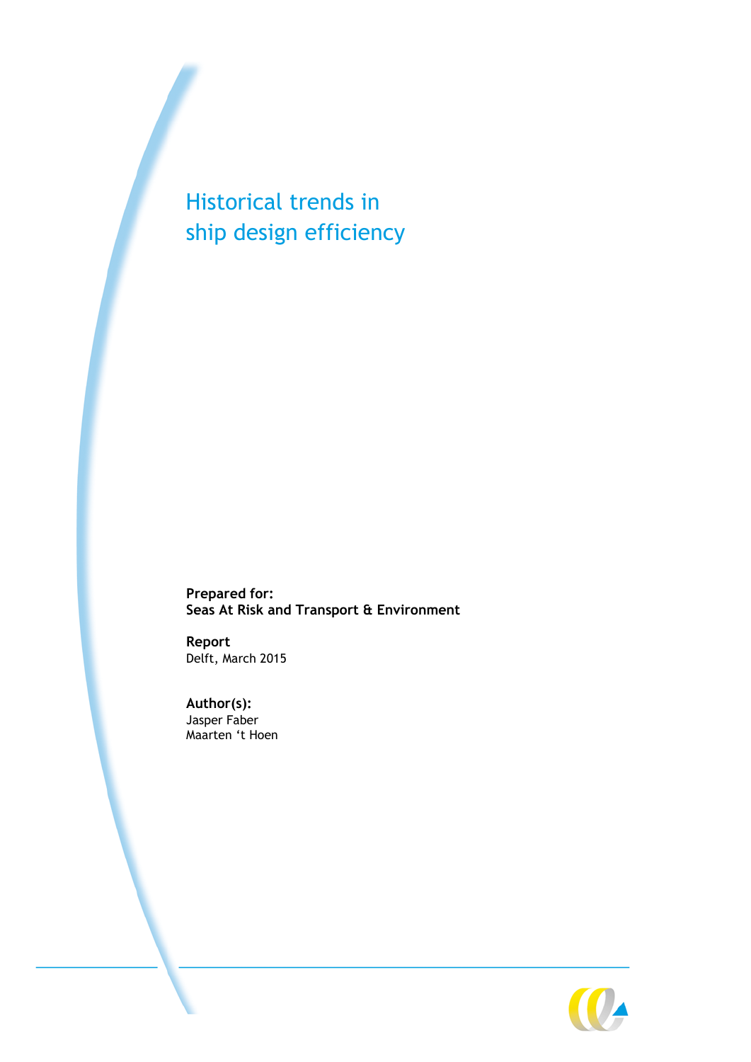# Historical trends in ship design efficiency

**Prepared for:**
**Seas At Risk and Transport & Environment**

**Report**
Delft, March 2015

**Author(s):**
Jasper Faber
Maarten 't Hoen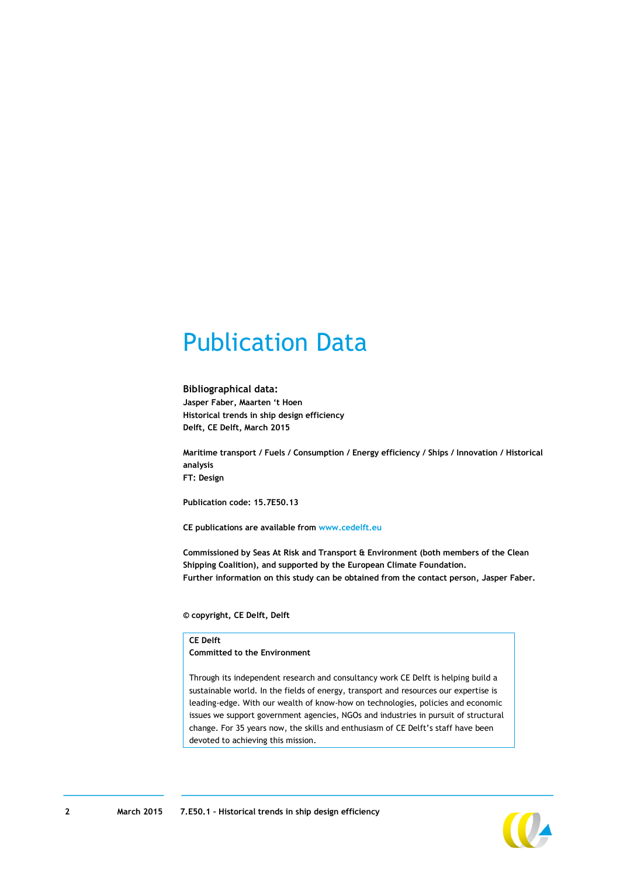# Publication Data

**Bibliographical data:**
**Jasper Faber, Maarten 't Hoen**
**Historical trends in ship design efficiency**
**Delft, CE Delft, March 2015**

**Maritime transport / Fuels / Consumption / Energy efficiency / Ships / Innovation / Historical analysis**
**FT: Design**

**Publication code: 15.7E50.13**

**CE publications are available from www.cedelft.eu**

**Commissioned by Seas At Risk and Transport & Environment (both members of the Clean Shipping Coalition), and supported by the European Climate Foundation.**
**Further information on this study can be obtained from the contact person, Jasper Faber.**

**© copyright, CE Delft, Delft**

**CE Delft**
**Committed to the Environment**

Through its independent research and consultancy work CE Delft is helping build a sustainable world. In the fields of energy, transport and resources our expertise is leading-edge. With our wealth of know-how on technologies, policies and economic issues we support government agencies, NGOs and industries in pursuit of structural change. For 35 years now, the skills and enthusiasm of CE Delft's staff have been devoted to achieving this mission.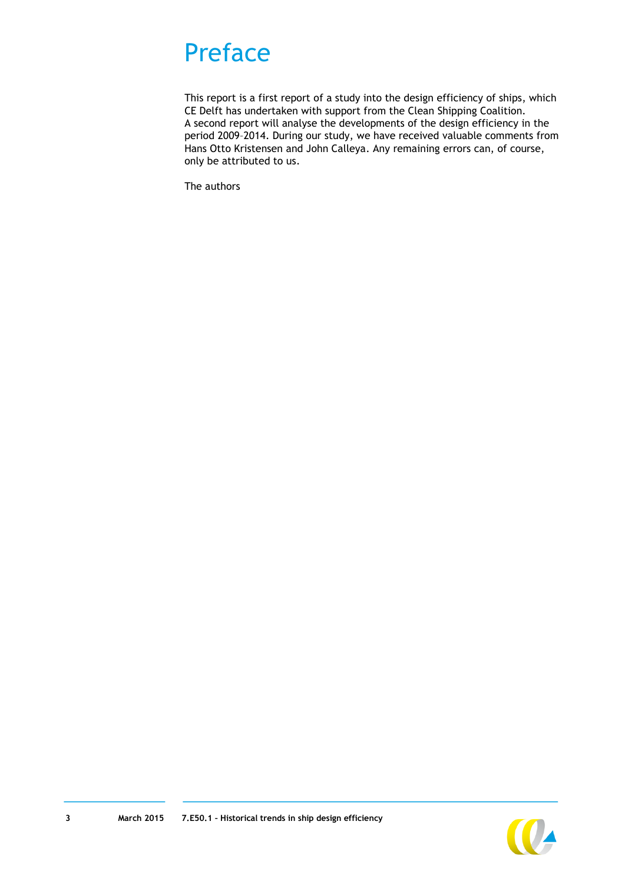# Preface

This report is a first report of a study into the design efficiency of ships, which CE Delft has undertaken with support from the Clean Shipping Coalition. A second report will analyse the developments of the design efficiency in the period 2009–2014. During our study, we have received valuable comments from Hans Otto Kristensen and John Calleya. Any remaining errors can, of course, only be attributed to us.

The authors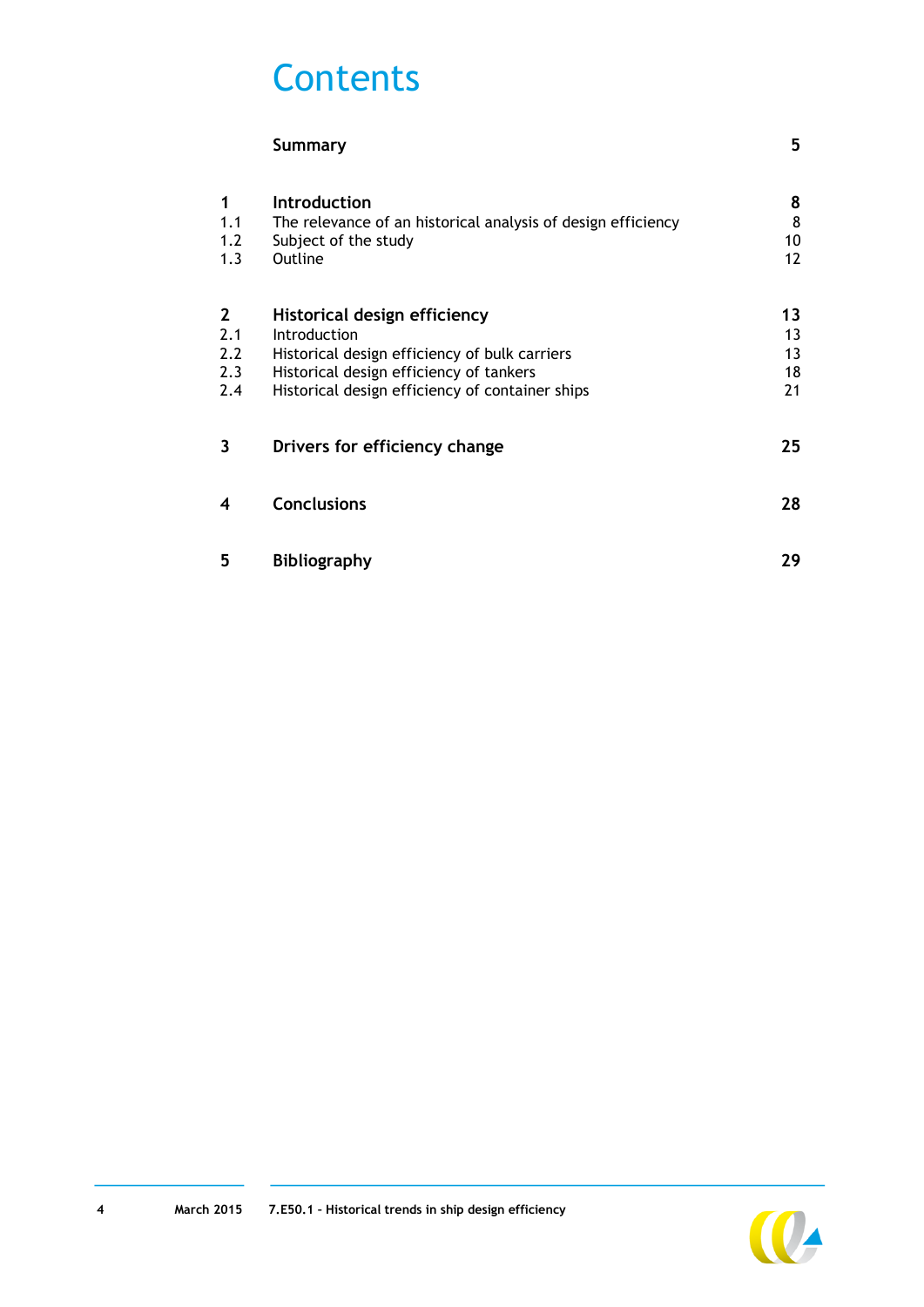# Contents

| | | |
|---|---|---|
| | **Summary** | **5** |
| **1** | **Introduction** | **8** |
| 1.1 | The relevance of an historical analysis of design efficiency | 8 |
| 1.2 | Subject of the study | 10 |
| 1.3 | Outline | 12 |
| **2** | **Historical design efficiency** | **13** |
| 2.1 | Introduction | 13 |
| 2.2 | Historical design efficiency of bulk carriers | 13 |
| 2.3 | Historical design efficiency of tankers | 18 |
| 2.4 | Historical design efficiency of container ships | 21 |
| **3** | **Drivers for efficiency change** | **25** |
| **4** | **Conclusions** | **28** |
| **5** | **Bibliography** | **29** |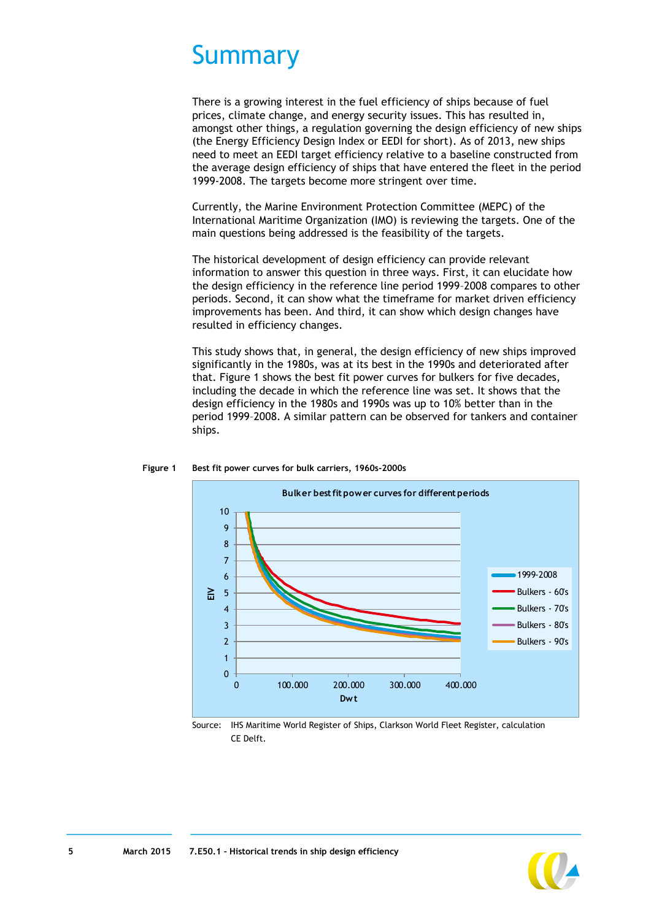# Summary

There is a growing interest in the fuel efficiency of ships because of fuel prices, climate change, and energy security issues. This has resulted in, amongst other things, a regulation governing the design efficiency of new ships (the Energy Efficiency Design Index or EEDI for short). As of 2013, new ships need to meet an EEDI target efficiency relative to a baseline constructed from the average design efficiency of ships that have entered the fleet in the period 1999-2008. The targets become more stringent over time.

Currently, the Marine Environment Protection Committee (MEPC) of the International Maritime Organization (IMO) is reviewing the targets. One of the main questions being addressed is the feasibility of the targets.

The historical development of design efficiency can provide relevant information to answer this question in three ways. First, it can elucidate how the design efficiency in the reference line period 1999–2008 compares to other periods. Second, it can show what the timeframe for market driven efficiency improvements has been. And third, it can show which design changes have resulted in efficiency changes.

This study shows that, in general, the design efficiency of new ships improved significantly in the 1980s, was at its best in the 1990s and deteriorated after that. Figure 1 shows the best fit power curves for bulkers for five decades, including the decade in which the reference line was set. It shows that the design efficiency in the 1980s and 1990s was up to 10% better than in the period 1999–2008. A similar pattern can be observed for tankers and container ships.

**Figure 1 Best fit power curves for bulk carriers, 1960s-2000s**

Source: IHS Maritime World Register of Ships, Clarkson World Fleet Register, calculation CE Delft.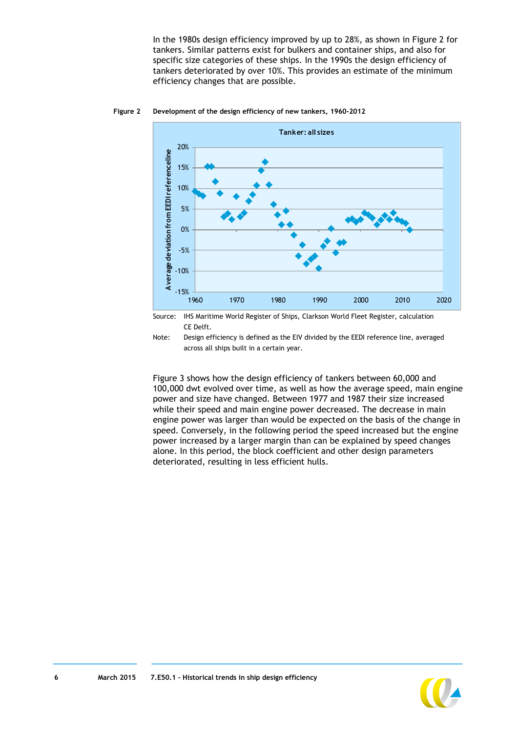In the 1980s design efficiency improved by up to 28%, as shown in Figure 2 for tankers. Similar patterns exist for bulkers and container ships, and also for specific size categories of these ships. In the 1990s the design efficiency of tankers deteriorated by over 10%. This provides an estimate of the minimum efficiency changes that are possible.

**Figure 2 Development of the design efficiency of new tankers, 1960-2012**

Source: IHS Maritime World Register of Ships, Clarkson World Fleet Register, calculation CE Delft.

Note: Design efficiency is defined as the EIV divided by the EEDI reference line, averaged across all ships built in a certain year.

Figure 3 shows how the design efficiency of tankers between 60,000 and 100,000 dwt evolved over time, as well as how the average speed, main engine power and size have changed. Between 1977 and 1987 their size increased while their speed and main engine power decreased. The decrease in main engine power was larger than would be expected on the basis of the change in speed. Conversely, in the following period the speed increased but the engine power increased by a larger margin than can be explained by speed changes alone. In this period, the block coefficient and other design parameters deteriorated, resulting in less efficient hulls.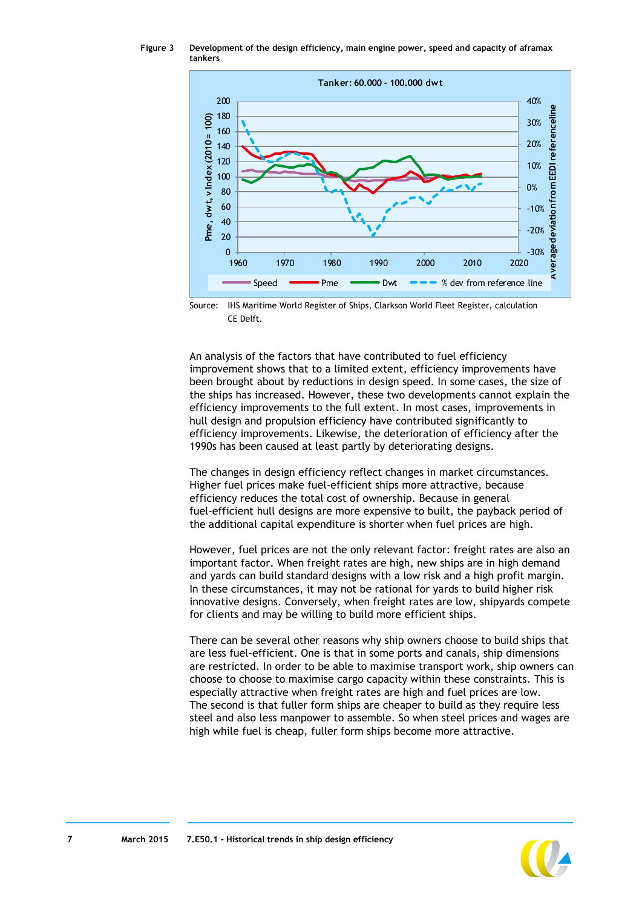**Figure 3** **Development of the design efficiency, main engine power, speed and capacity of aframax tankers**

Source: IHS Maritime World Register of Ships, Clarkson World Fleet Register, calculation CE Delft.

An analysis of the factors that have contributed to fuel efficiency improvement shows that to a limited extent, efficiency improvements have been brought about by reductions in design speed. In some cases, the size of the ships has increased. However, these two developments cannot explain the efficiency improvements to the full extent. In most cases, improvements in hull design and propulsion efficiency have contributed significantly to efficiency improvements. Likewise, the deterioration of efficiency after the 1990s has been caused at least partly by deteriorating designs.

The changes in design efficiency reflect changes in market circumstances. Higher fuel prices make fuel-efficient ships more attractive, because efficiency reduces the total cost of ownership. Because in general fuel-efficient hull designs are more expensive to built, the payback period of the additional capital expenditure is shorter when fuel prices are high.

However, fuel prices are not the only relevant factor: freight rates are also an important factor. When freight rates are high, new ships are in high demand and yards can build standard designs with a low risk and a high profit margin. In these circumstances, it may not be rational for yards to build higher risk innovative designs. Conversely, when freight rates are low, shipyards compete for clients and may be willing to build more efficient ships.

There can be several other reasons why ship owners choose to build ships that are less fuel-efficient. One is that in some ports and canals, ship dimensions are restricted. In order to be able to maximise transport work, ship owners can choose to choose to maximise cargo capacity within these constraints. This is especially attractive when freight rates are high and fuel prices are low. The second is that fuller form ships are cheaper to build as they require less steel and also less manpower to assemble. So when steel prices and wages are high while fuel is cheap, fuller form ships become more attractive.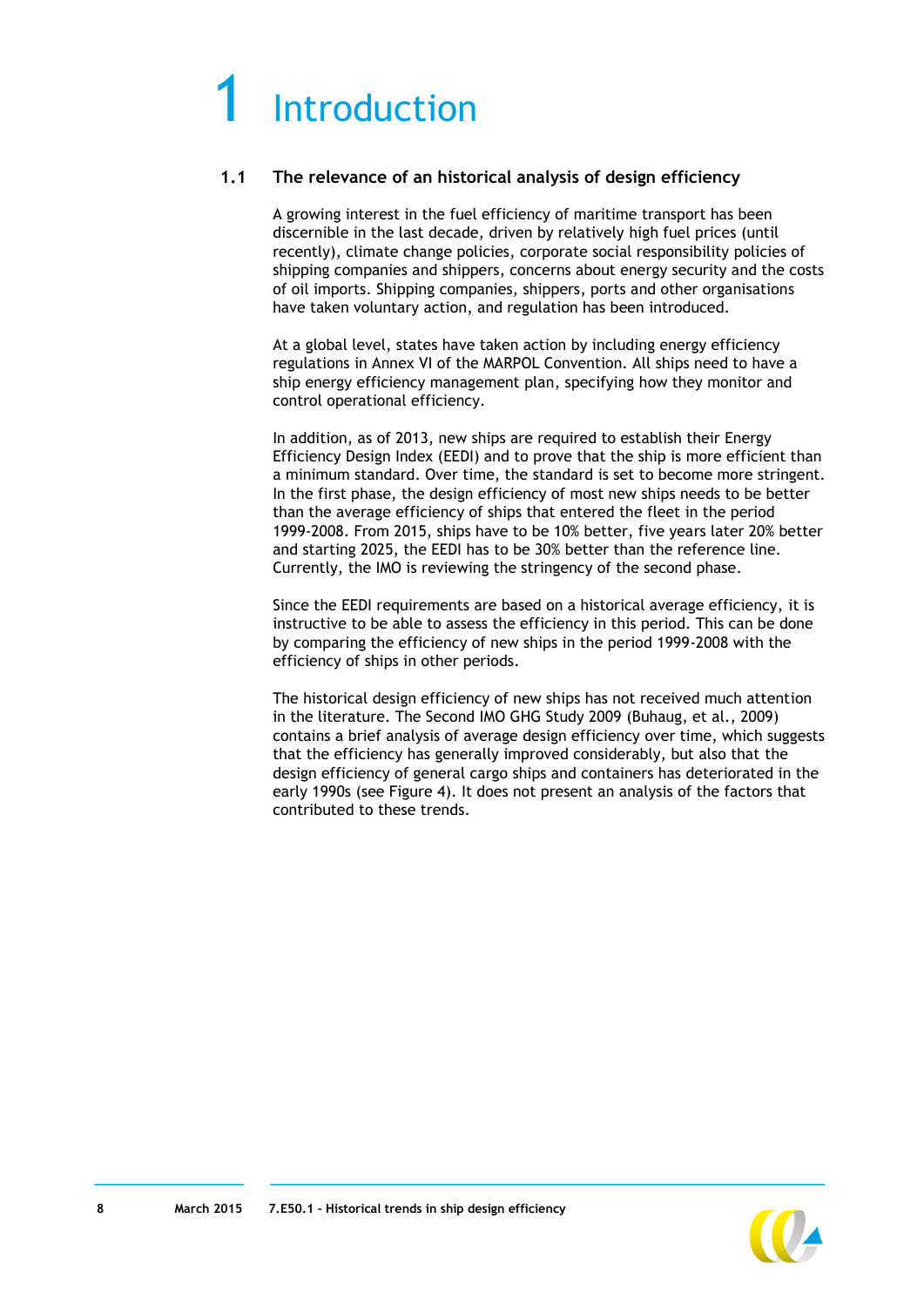# 1 Introduction

## 1.1 The relevance of an historical analysis of design efficiency

A growing interest in the fuel efficiency of maritime transport has been discernible in the last decade, driven by relatively high fuel prices (until recently), climate change policies, corporate social responsibility policies of shipping companies and shippers, concerns about energy security and the costs of oil imports. Shipping companies, shippers, ports and other organisations have taken voluntary action, and regulation has been introduced.

At a global level, states have taken action by including energy efficiency regulations in Annex VI of the MARPOL Convention. All ships need to have a ship energy efficiency management plan, specifying how they monitor and control operational efficiency.

In addition, as of 2013, new ships are required to establish their Energy Efficiency Design Index (EEDI) and to prove that the ship is more efficient than a minimum standard. Over time, the standard is set to become more stringent. In the first phase, the design efficiency of most new ships needs to be better than the average efficiency of ships that entered the fleet in the period 1999-2008. From 2015, ships have to be 10% better, five years later 20% better and starting 2025, the EEDI has to be 30% better than the reference line. Currently, the IMO is reviewing the stringency of the second phase.

Since the EEDI requirements are based on a historical average efficiency, it is instructive to be able to assess the efficiency in this period. This can be done by comparing the efficiency of new ships in the period 1999-2008 with the efficiency of ships in other periods.

The historical design efficiency of new ships has not received much attention in the literature. The Second IMO GHG Study 2009 (Buhaug, et al., 2009) contains a brief analysis of average design efficiency over time, which suggests that the efficiency has generally improved considerably, but also that the design efficiency of general cargo ships and containers has deteriorated in the early 1990s (see Figure 4). It does not present an analysis of the factors that contributed to these trends.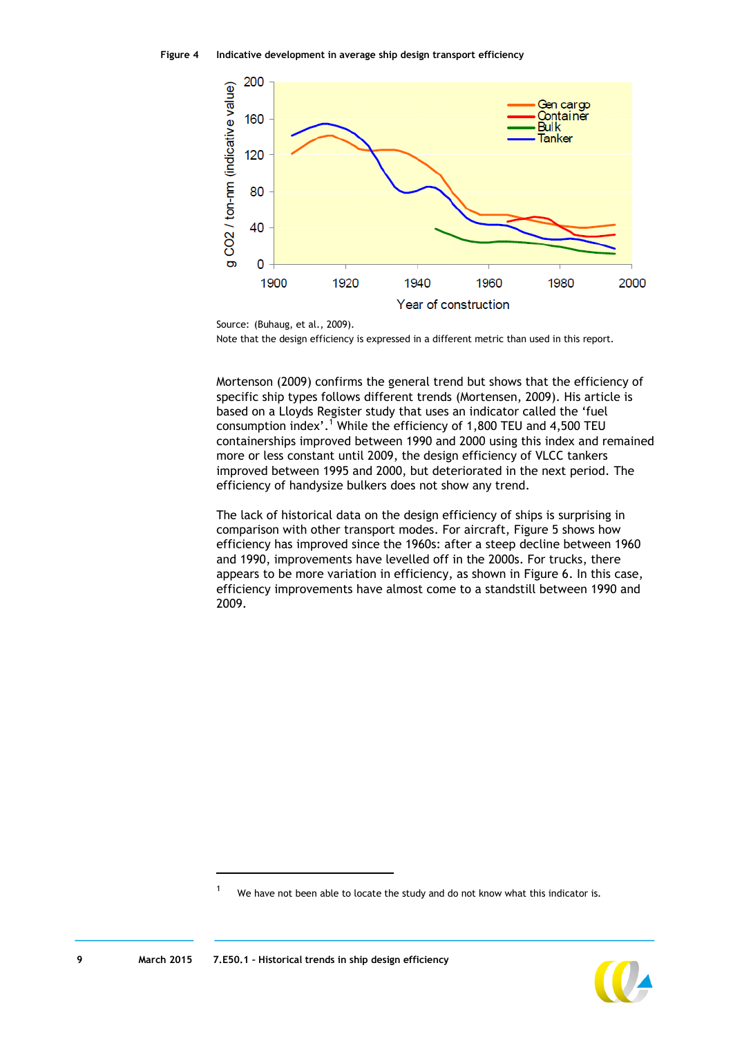Figure 4 Indicative development in average ship design transport efficiency

Source: (Buhaug, et al., 2009).
Note that the design efficiency is expressed in a different metric than used in this report.

Mortenson (2009) confirms the general trend but shows that the efficiency of specific ship types follows different trends (Mortensen, 2009). His article is based on a Lloyds Register study that uses an indicator called the 'fuel consumption index'.[1] While the efficiency of 1,800 TEU and 4,500 TEU containerships improved between 1990 and 2000 using this index and remained more or less constant until 2009, the design efficiency of VLCC tankers improved between 1995 and 2000, but deteriorated in the next period. The efficiency of handysize bulkers does not show any trend.

The lack of historical data on the design efficiency of ships is surprising in comparison with other transport modes. For aircraft, Figure 5 shows how efficiency has improved since the 1960s: after a steep decline between 1960 and 1990, improvements have levelled off in the 2000s. For trucks, there appears to be more variation in efficiency, as shown in Figure 6. In this case, efficiency improvements have almost come to a standstill between 1990 and 2009.

[1] We have not been able to locate the study and do not know what this indicator is.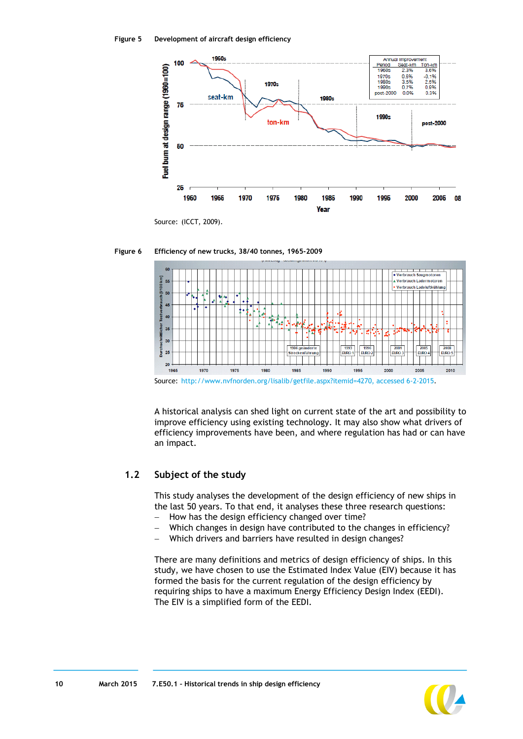Figure 5 Development of aircraft design efficiency

Source: (ICCT, 2009).

Figure 6 Efficiency of new trucks, 38/40 tonnes, 1965-2009

Source: http://www.nvfnorden.org/lisalib/getfile.aspx?itemid=4270, accessed 6-2-2015.

A historical analysis can shed light on current state of the art and possibility to improve efficiency using existing technology. It may also show what drivers of efficiency improvements have been, and where regulation has had or can have an impact.

## 1.2 Subject of the study

This study analyses the development of the design efficiency of new ships in the last 50 years. To that end, it analyses these three research questions:

- How has the design efficiency changed over time?
- Which changes in design have contributed to the changes in efficiency?
- Which drivers and barriers have resulted in design changes?

There are many definitions and metrics of design efficiency of ships. In this study, we have chosen to use the Estimated Index Value (EIV) because it has formed the basis for the current regulation of the design efficiency by requiring ships to have a maximum Energy Efficiency Design Index (EEDI). The EIV is a simplified form of the EEDI.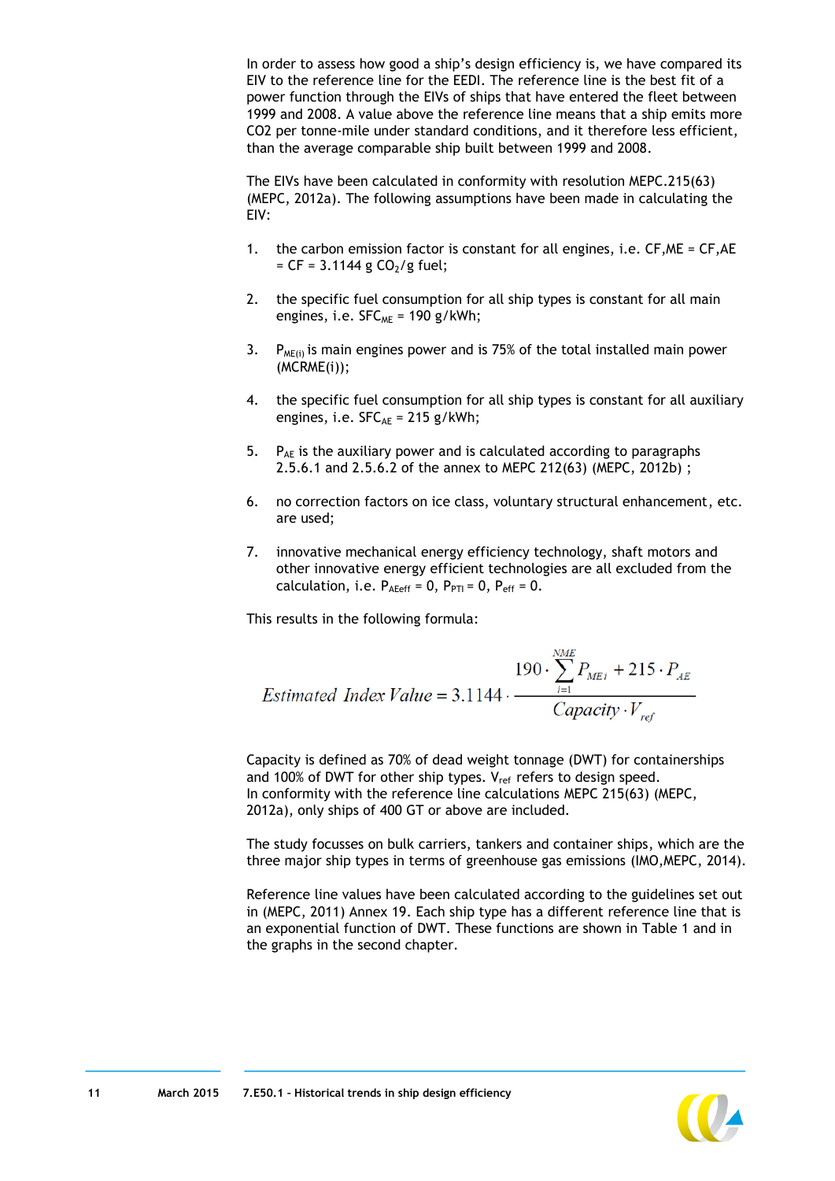In order to assess how good a ship's design efficiency is, we have compared its EIV to the reference line for the EEDI. The reference line is the best fit of a power function through the EIVs of ships that have entered the fleet between 1999 and 2008. A value above the reference line means that a ship emits more CO2 per tonne-mile under standard conditions, and it therefore less efficient, than the average comparable ship built between 1999 and 2008.

The EIVs have been calculated in conformity with resolution MEPC.215(63) (MEPC, 2012a). The following assumptions have been made in calculating the EIV:

1. the carbon emission factor is constant for all engines, i.e. CF,ME = CF,AE = CF = 3.1144 g $CO_2$/g fuel;
2. the specific fuel consumption for all ship types is constant for all main engines, i.e. $SFC_{ME}$ = 190 g/kWh;
3. $P_{ME(i)}$ is main engines power and is 75% of the total installed main power (MCRME(i));
4. the specific fuel consumption for all ship types is constant for all auxiliary engines, i.e. $SFC_{AE}$ = 215 g/kWh;
5. $P_{AE}$ is the auxiliary power and is calculated according to paragraphs 2.5.6.1 and 2.5.6.2 of the annex to MEPC 212(63) (MEPC, 2012b) ;
6. no correction factors on ice class, voluntary structural enhancement, etc. are used;
7. innovative mechanical energy efficiency technology, shaft motors and other innovative energy efficient technologies are all excluded from the calculation, i.e. $P_{AEeff} = 0$, $P_{PTI} = 0$, $P_{eff} = 0$.

This results in the following formula:

$$Estimated\ Index\ Value = 3.1144 \cdot \frac{190 \cdot \sum_{i=1}^{NME} P_{ME\,i} + 215 \cdot P_{AE}}{Capacity \cdot V_{ref}}$$

Capacity is defined as 70% of dead weight tonnage (DWT) for containerships and 100% of DWT for other ship types. $V_{ref}$ refers to design speed. In conformity with the reference line calculations MEPC 215(63) (MEPC, 2012a), only ships of 400 GT or above are included.

The study focusses on bulk carriers, tankers and container ships, which are the three major ship types in terms of greenhouse gas emissions (IMO,MEPC, 2014).

Reference line values have been calculated according to the guidelines set out in (MEPC, 2011) Annex 19. Each ship type has a different reference line that is an exponential function of DWT. These functions are shown in Table 1 and in the graphs in the second chapter.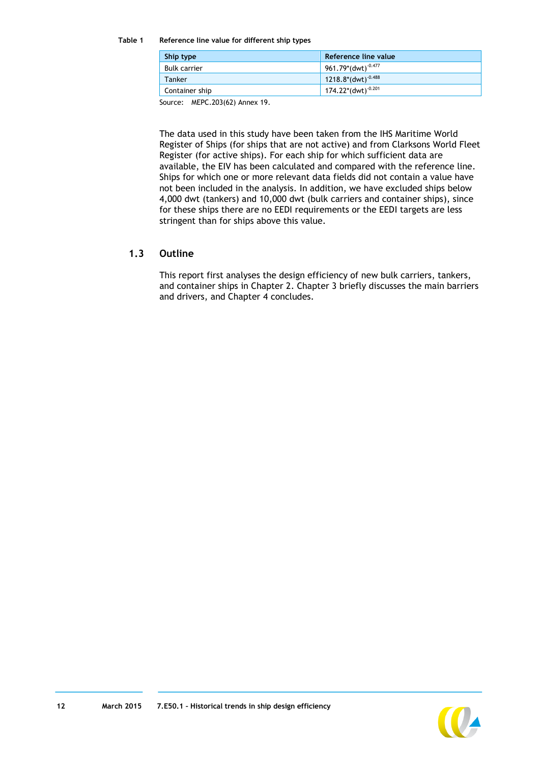**Table 1 Reference line value for different ship types**

| Ship type | Reference line value |
| --- | --- |
| Bulk carrier | $961.79*(dwt)^{-0.477}$ |
| Tanker | $1218.8*(dwt)^{-0.488}$ |
| Container ship | $174.22*(dwt)^{-0.201}$ |

Source: MEPC.203(62) Annex 19.

The data used in this study have been taken from the IHS Maritime World Register of Ships (for ships that are not active) and from Clarksons World Fleet Register (for active ships). For each ship for which sufficient data are available, the EIV has been calculated and compared with the reference line. Ships for which one or more relevant data fields did not contain a value have not been included in the analysis. In addition, we have excluded ships below 4,000 dwt (tankers) and 10,000 dwt (bulk carriers and container ships), since for these ships there are no EEDI requirements or the EEDI targets are less stringent than for ships above this value.

## 1.3 Outline

This report first analyses the design efficiency of new bulk carriers, tankers, and container ships in Chapter 2. Chapter 3 briefly discusses the main barriers and drivers, and Chapter 4 concludes.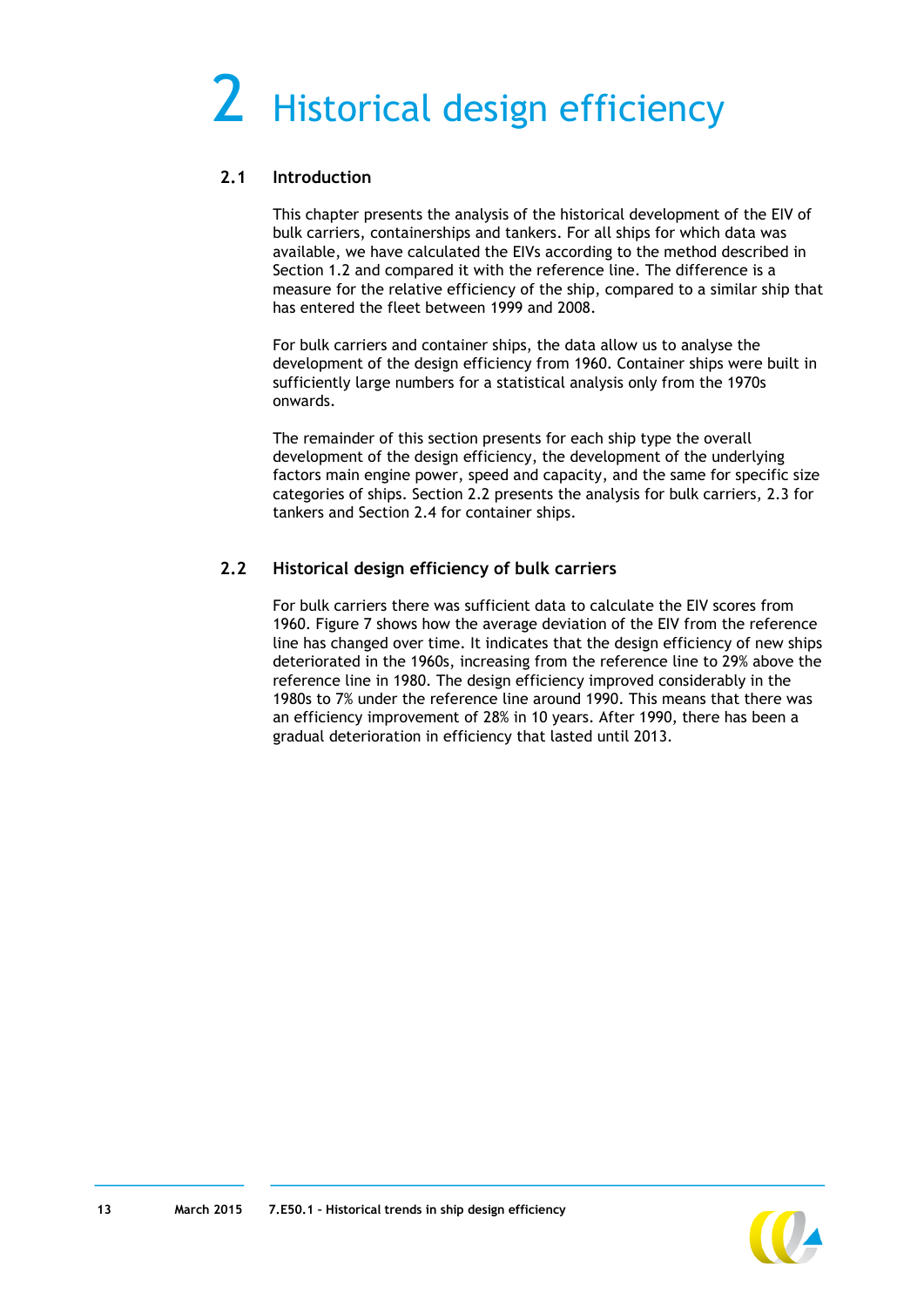# 2 Historical design efficiency

## 2.1 Introduction

This chapter presents the analysis of the historical development of the EIV of bulk carriers, containerships and tankers. For all ships for which data was available, we have calculated the EIVs according to the method described in Section 1.2 and compared it with the reference line. The difference is a measure for the relative efficiency of the ship, compared to a similar ship that has entered the fleet between 1999 and 2008.

For bulk carriers and container ships, the data allow us to analyse the development of the design efficiency from 1960. Container ships were built in sufficiently large numbers for a statistical analysis only from the 1970s onwards.

The remainder of this section presents for each ship type the overall development of the design efficiency, the development of the underlying factors main engine power, speed and capacity, and the same for specific size categories of ships. Section 2.2 presents the analysis for bulk carriers, 2.3 for tankers and Section 2.4 for container ships.

## 2.2 Historical design efficiency of bulk carriers

For bulk carriers there was sufficient data to calculate the EIV scores from 1960. Figure 7 shows how the average deviation of the EIV from the reference line has changed over time. It indicates that the design efficiency of new ships deteriorated in the 1960s, increasing from the reference line to 29% above the reference line in 1980. The design efficiency improved considerably in the 1980s to 7% under the reference line around 1990. This means that there was an efficiency improvement of 28% in 10 years. After 1990, there has been a gradual deterioration in efficiency that lasted until 2013.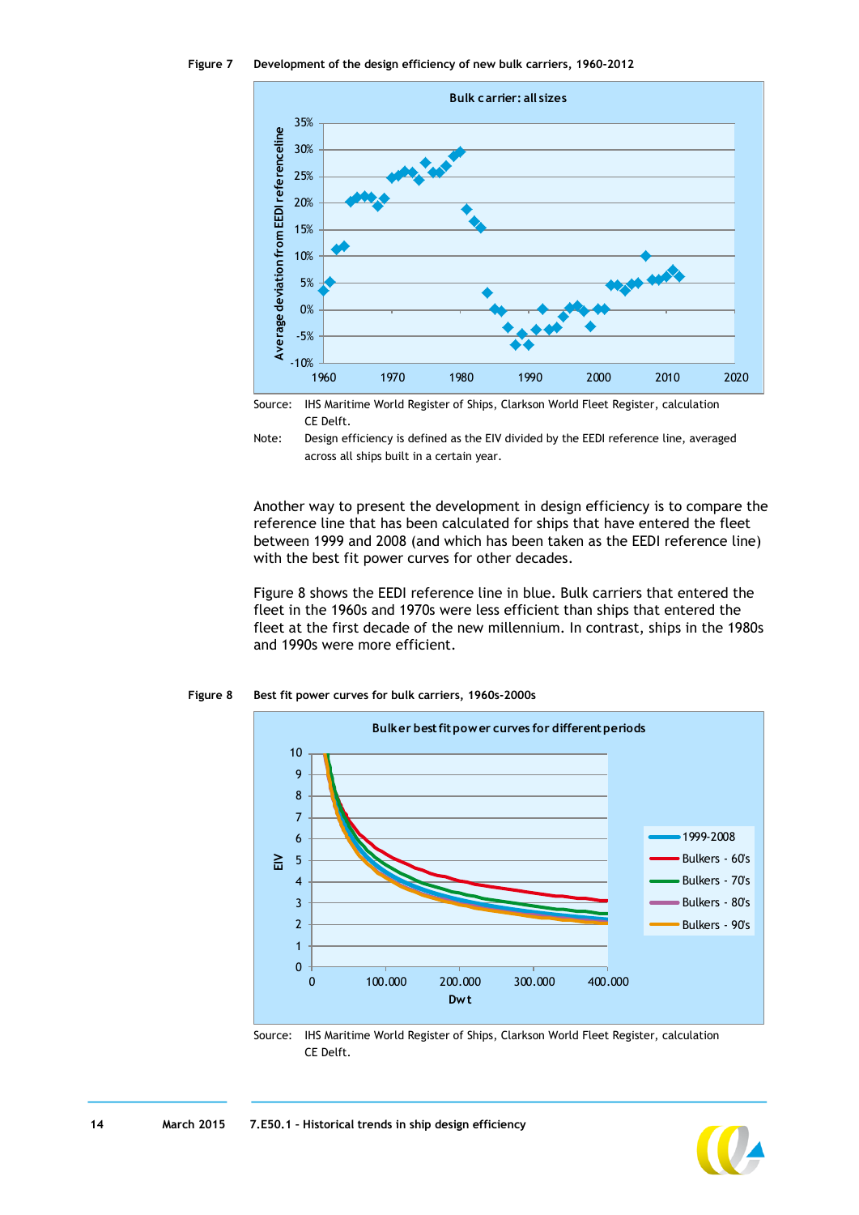Figure 7 **Development of the design efficiency of new bulk carriers, 1960-2012**

Source: IHS Maritime World Register of Ships, Clarkson World Fleet Register, calculation CE Delft.

Note: Design efficiency is defined as the EIV divided by the EEDI reference line, averaged across all ships built in a certain year.

Another way to present the development in design efficiency is to compare the reference line that has been calculated for ships that have entered the fleet between 1999 and 2008 (and which has been taken as the EEDI reference line) with the best fit power curves for other decades.

Figure 8 shows the EEDI reference line in blue. Bulk carriers that entered the fleet in the 1960s and 1970s were less efficient than ships that entered the fleet at the first decade of the new millennium. In contrast, ships in the 1980s and 1990s were more efficient.

Figure 8 **Best fit power curves for bulk carriers, 1960s-2000s**

Source: IHS Maritime World Register of Ships, Clarkson World Fleet Register, calculation CE Delft.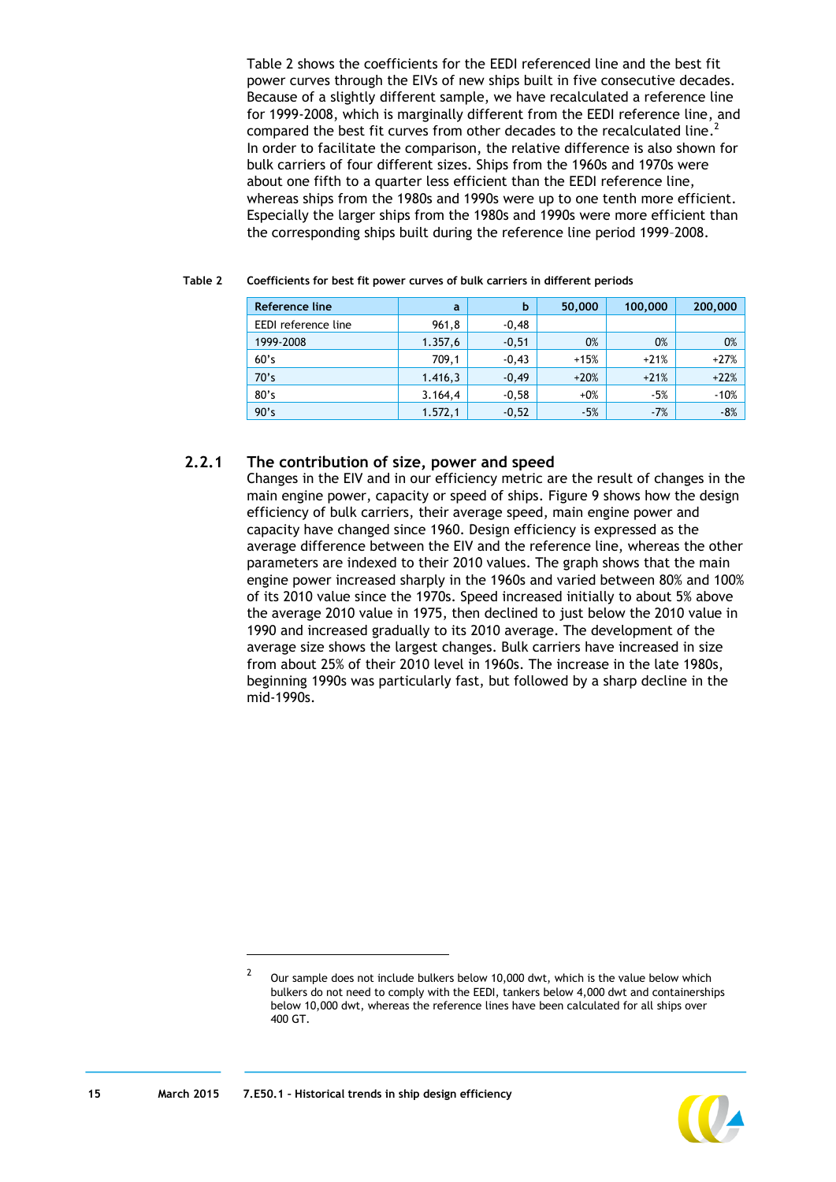Table 2 shows the coefficients for the EEDI referenced line and the best fit power curves through the EIVs of new ships built in five consecutive decades. Because of a slightly different sample, we have recalculated a reference line for 1999-2008, which is marginally different from the EEDI reference line, and compared the best fit curves from other decades to the recalculated line.[2] In order to facilitate the comparison, the relative difference is also shown for bulk carriers of four different sizes. Ships from the 1960s and 1970s were about one fifth to a quarter less efficient than the EEDI reference line, whereas ships from the 1980s and 1990s were up to one tenth more efficient. Especially the larger ships from the 1980s and 1990s were more efficient than the corresponding ships built during the reference line period 1999–2008.

**Table 2 Coefficients for best fit power curves of bulk carriers in different periods**

| Reference line | a | b | 50,000 | 100,000 | 200,000 |
|---|---|---|---|---|---|
| EEDI reference line | 961,8 | -0,48 | | | |
| 1999-2008 | 1.357,6 | -0,51 | 0% | 0% | 0% |
| 60's | 709,1 | -0,43 | +15% | +21% | +27% |
| 70's | 1.416,3 | -0,49 | +20% | +21% | +22% |
| 80's | 3.164,4 | -0,58 | +0% | -5% | -10% |
| 90's | 1.572,1 | -0,52 | -5% | -7% | -8% |

### 2.2.1 The contribution of size, power and speed

Changes in the EIV and in our efficiency metric are the result of changes in the main engine power, capacity or speed of ships. Figure 9 shows how the design efficiency of bulk carriers, their average speed, main engine power and capacity have changed since 1960. Design efficiency is expressed as the average difference between the EIV and the reference line, whereas the other parameters are indexed to their 2010 values. The graph shows that the main engine power increased sharply in the 1960s and varied between 80% and 100% of its 2010 value since the 1970s. Speed increased initially to about 5% above the average 2010 value in 1975, then declined to just below the 2010 value in 1990 and increased gradually to its 2010 average. The development of the average size shows the largest changes. Bulk carriers have increased in size from about 25% of their 2010 level in 1960s. The increase in the late 1980s, beginning 1990s was particularly fast, but followed by a sharp decline in the mid-1990s.

[2] Our sample does not include bulkers below 10,000 dwt, which is the value below which bulkers do not need to comply with the EEDI, tankers below 4,000 dwt and containerships below 10,000 dwt, whereas the reference lines have been calculated for all ships over 400 GT.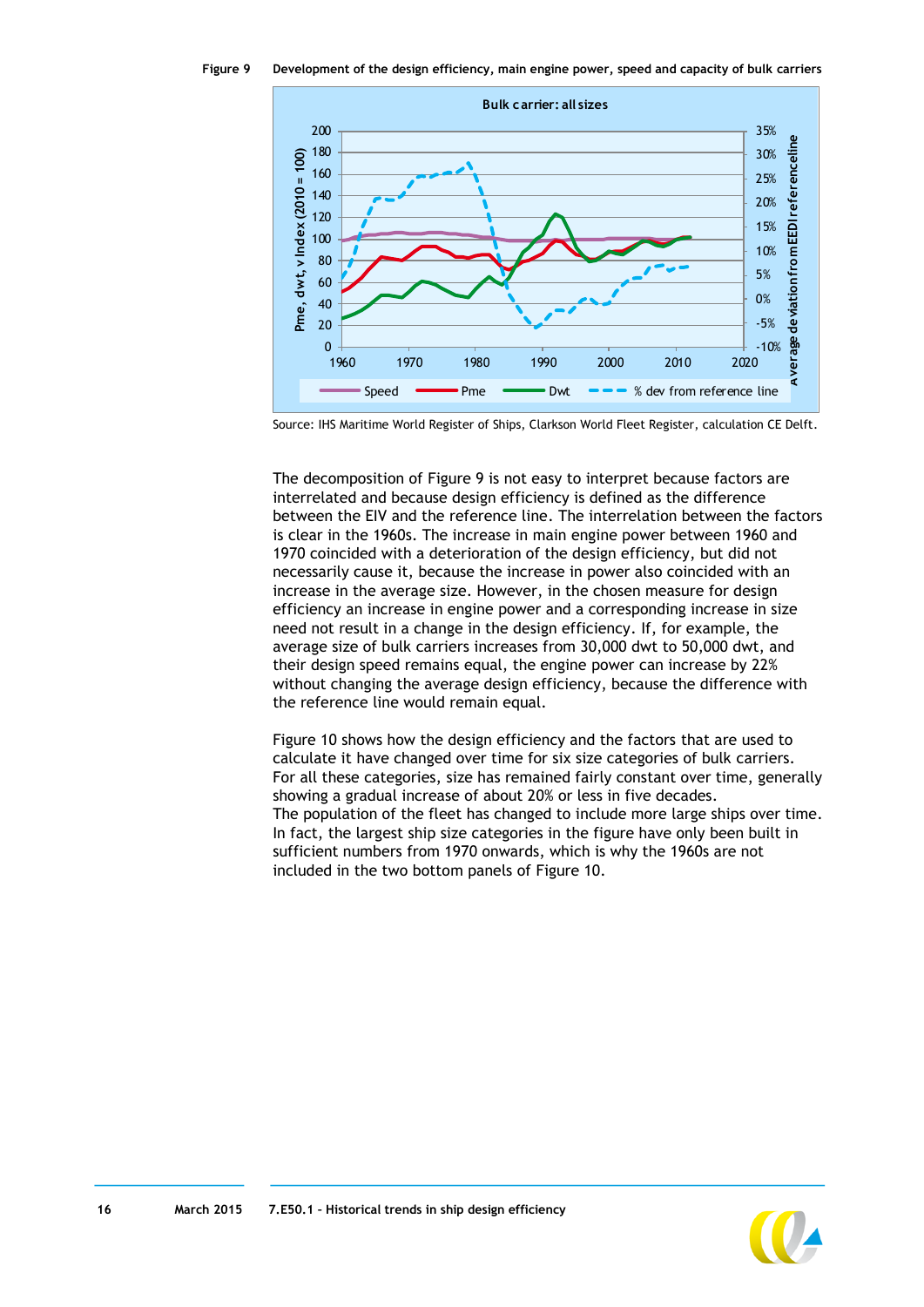Figure 9 Development of the design efficiency, main engine power, speed and capacity of bulk carriers

Source: IHS Maritime World Register of Ships, Clarkson World Fleet Register, calculation CE Delft.

The decomposition of Figure 9 is not easy to interpret because factors are interrelated and because design efficiency is defined as the difference between the EIV and the reference line. The interrelation between the factors is clear in the 1960s. The increase in main engine power between 1960 and 1970 coincided with a deterioration of the design efficiency, but did not necessarily cause it, because the increase in power also coincided with an increase in the average size. However, in the chosen measure for design efficiency an increase in engine power and a corresponding increase in size need not result in a change in the design efficiency. If, for example, the average size of bulk carriers increases from 30,000 dwt to 50,000 dwt, and their design speed remains equal, the engine power can increase by 22% without changing the average design efficiency, because the difference with the reference line would remain equal.

Figure 10 shows how the design efficiency and the factors that are used to calculate it have changed over time for six size categories of bulk carriers. For all these categories, size has remained fairly constant over time, generally showing a gradual increase of about 20% or less in five decades.
The population of the fleet has changed to include more large ships over time. In fact, the largest ship size categories in the figure have only been built in sufficient numbers from 1970 onwards, which is why the 1960s are not included in the two bottom panels of Figure 10.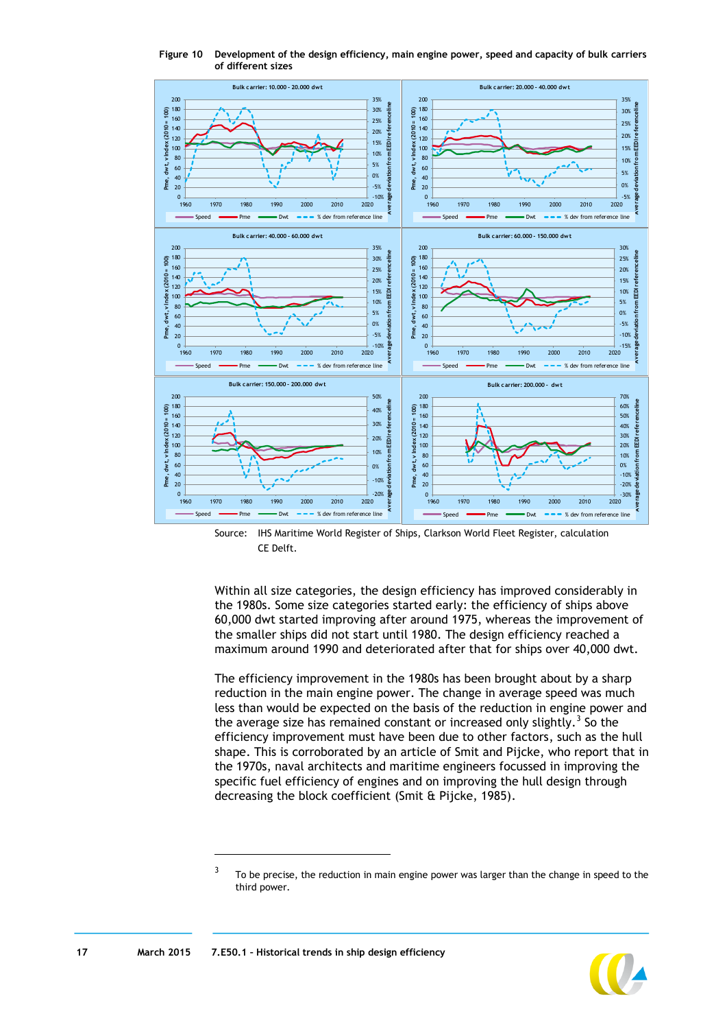**Figure 10 Development of the design efficiency, main engine power, speed and capacity of bulk carriers of different sizes**

Source: IHS Maritime World Register of Ships, Clarkson World Fleet Register, calculation CE Delft.

Within all size categories, the design efficiency has improved considerably in the 1980s. Some size categories started early: the efficiency of ships above 60,000 dwt started improving after around 1975, whereas the improvement of the smaller ships did not start until 1980. The design efficiency reached a maximum around 1990 and deteriorated after that for ships over 40,000 dwt.

The efficiency improvement in the 1980s has been brought about by a sharp reduction in the main engine power. The change in average speed was much less than would be expected on the basis of the reduction in engine power and the average size has remained constant or increased only slightly.[3] So the efficiency improvement must have been due to other factors, such as the hull shape. This is corroborated by an article of Smit and Pijcke, who report that in the 1970s, naval architects and maritime engineers focussed in improving the specific fuel efficiency of engines and on improving the hull design through decreasing the block coefficient (Smit & Pijcke, 1985).

[3] To be precise, the reduction in main engine power was larger than the change in speed to the third power.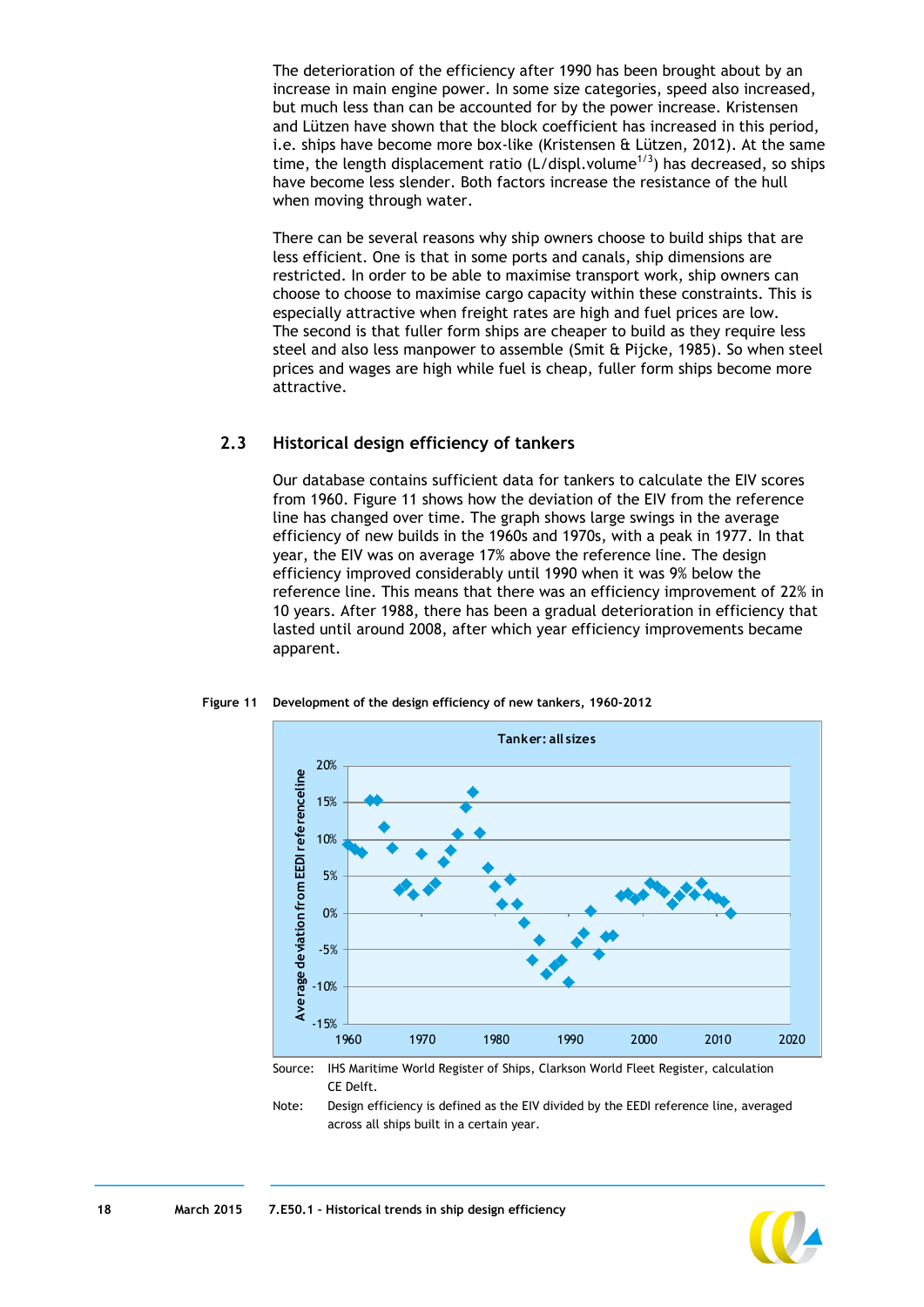The deterioration of the efficiency after 1990 has been brought about by an increase in main engine power. In some size categories, speed also increased, but much less than can be accounted for by the power increase. Kristensen and Lützen have shown that the block coefficient has increased in this period, i.e. ships have become more box-like (Kristensen & Lützen, 2012). At the same time, the length displacement ratio (L/displ.volume$^{1/3}$) has decreased, so ships have become less slender. Both factors increase the resistance of the hull when moving through water.

There can be several reasons why ship owners choose to build ships that are less efficient. One is that in some ports and canals, ship dimensions are restricted. In order to be able to maximise transport work, ship owners can choose to choose to maximise cargo capacity within these constraints. This is especially attractive when freight rates are high and fuel prices are low. The second is that fuller form ships are cheaper to build as they require less steel and also less manpower to assemble (Smit & Pijcke, 1985). So when steel prices and wages are high while fuel is cheap, fuller form ships become more attractive.

## 2.3 Historical design efficiency of tankers

Our database contains sufficient data for tankers to calculate the EIV scores from 1960. Figure 11 shows how the deviation of the EIV from the reference line has changed over time. The graph shows large swings in the average efficiency of new builds in the 1960s and 1970s, with a peak in 1977. In that year, the EIV was on average 17% above the reference line. The design efficiency improved considerably until 1990 when it was 9% below the reference line. This means that there was an efficiency improvement of 22% in 10 years. After 1988, there has been a gradual deterioration in efficiency that lasted until around 2008, after which year efficiency improvements became apparent.

**Figure 11 Development of the design efficiency of new tankers, 1960-2012**

Source: IHS Maritime World Register of Ships, Clarkson World Fleet Register, calculation CE Delft.

Note: Design efficiency is defined as the EIV divided by the EEDI reference line, averaged across all ships built in a certain year.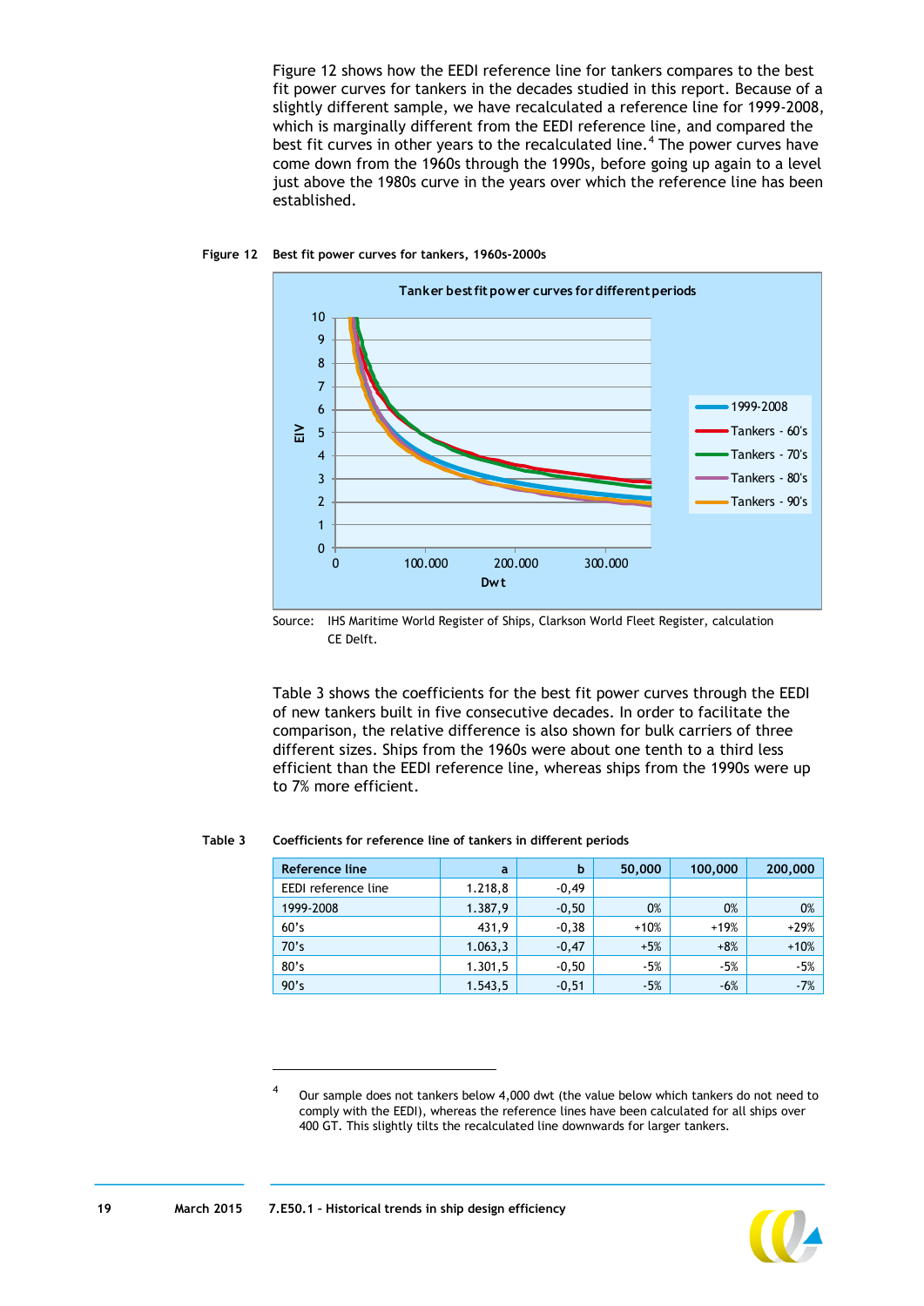Figure 12 shows how the EEDI reference line for tankers compares to the best fit power curves for tankers in the decades studied in this report. Because of a slightly different sample, we have recalculated a reference line for 1999-2008, which is marginally different from the EEDI reference line, and compared the best fit curves in other years to the recalculated line.[4] The power curves have come down from the 1960s through the 1990s, before going up again to a level just above the 1980s curve in the years over which the reference line has been established.

**Figure 12 Best fit power curves for tankers, 1960s-2000s**

Source: IHS Maritime World Register of Ships, Clarkson World Fleet Register, calculation CE Delft.

Table 3 shows the coefficients for the best fit power curves through the EEDI of new tankers built in five consecutive decades. In order to facilitate the comparison, the relative difference is also shown for bulk carriers of three different sizes. Ships from the 1960s were about one tenth to a third less efficient than the EEDI reference line, whereas ships from the 1990s were up to 7% more efficient.

**Table 3 Coefficients for reference line of tankers in different periods**

| Reference line | a | b | 50,000 | 100,000 | 200,000 |
|---|---|---|---|---|---|
| EEDI reference line | 1.218,8 | -0,49 | | | |
| 1999-2008 | 1.387,9 | -0,50 | 0% | 0% | 0% |
| 60's | 431,9 | -0,38 | +10% | +19% | +29% |
| 70's | 1.063,3 | -0,47 | +5% | +8% | +10% |
| 80's | 1.301,5 | -0,50 | -5% | -5% | -5% |
| 90's | 1.543,5 | -0,51 | -5% | -6% | -7% |

[4] Our sample does not tankers below 4,000 dwt (the value below which tankers do not need to comply with the EEDI), whereas the reference lines have been calculated for all ships over 400 GT. This slightly tilts the recalculated line downwards for larger tankers.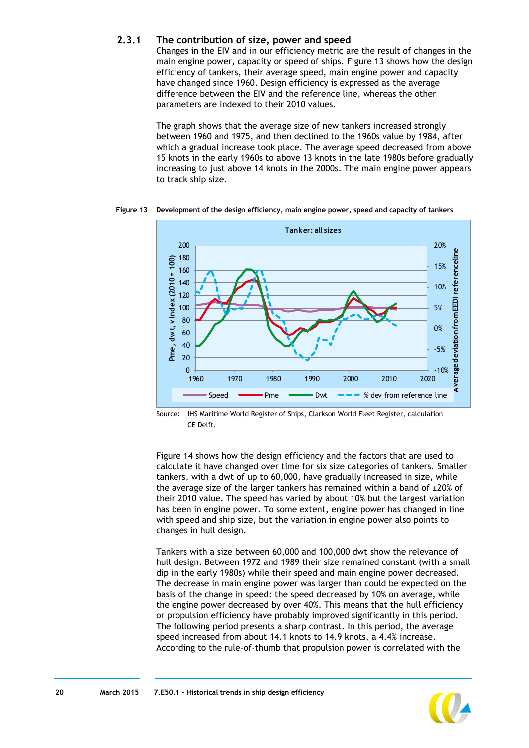### 2.3.1 The contribution of size, power and speed

Changes in the EIV and in our efficiency metric are the result of changes in the main engine power, capacity or speed of ships. Figure 13 shows how the design efficiency of tankers, their average speed, main engine power and capacity have changed since 1960. Design efficiency is expressed as the average difference between the EIV and the reference line, whereas the other parameters are indexed to their 2010 values.

The graph shows that the average size of new tankers increased strongly between 1960 and 1975, and then declined to the 1960s value by 1984, after which a gradual increase took place. The average speed decreased from above 15 knots in the early 1960s to above 13 knots in the late 1980s before gradually increasing to just above 14 knots in the 2000s. The main engine power appears to track ship size.

**Figure 13** Development of the design efficiency, main engine power, speed and capacity of tankers

Source: IHS Maritime World Register of Ships, Clarkson World Fleet Register, calculation CE Delft.

Figure 14 shows how the design efficiency and the factors that are used to calculate it have changed over time for six size categories of tankers. Smaller tankers, with a dwt of up to 60,000, have gradually increased in size, while the average size of the larger tankers has remained within a band of ±20% of their 2010 value. The speed has varied by about 10% but the largest variation has been in engine power. To some extent, engine power has changed in line with speed and ship size, but the variation in engine power also points to changes in hull design.

Tankers with a size between 60,000 and 100,000 dwt show the relevance of hull design. Between 1972 and 1989 their size remained constant (with a small dip in the early 1980s) while their speed and main engine power decreased. The decrease in main engine power was larger than could be expected on the basis of the change in speed: the speed decreased by 10% on average, while the engine power decreased by over 40%. This means that the hull efficiency or propulsion efficiency have probably improved significantly in this period. The following period presents a sharp contrast. In this period, the average speed increased from about 14.1 knots to 14.9 knots, a 4.4% increase. According to the rule-of-thumb that propulsion power is correlated with the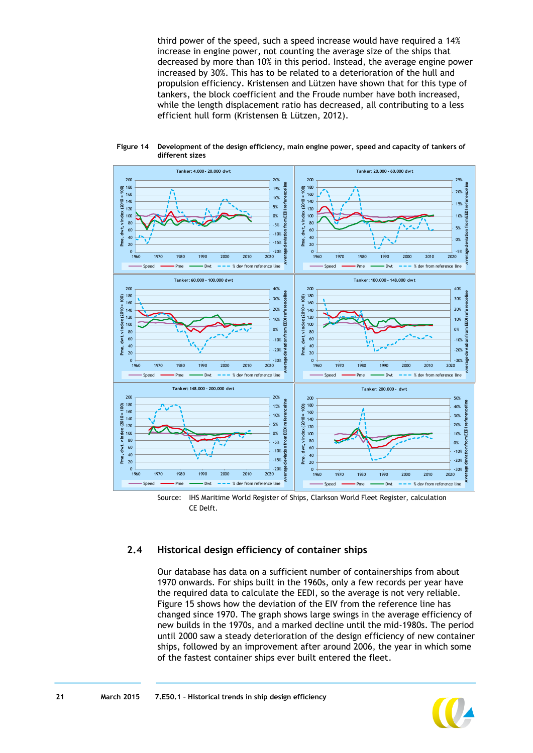third power of the speed, such a speed increase would have required a 14% increase in engine power, not counting the average size of the ships that decreased by more than 10% in this period. Instead, the average engine power increased by 30%. This has to be related to a deterioration of the hull and propulsion efficiency. Kristensen and Lützen have shown that for this type of tankers, the block coefficient and the Froude number have both increased, while the length displacement ratio has decreased, all contributing to a less efficient hull form (Kristensen & Lützen, 2012).

**Figure 14 Development of the design efficiency, main engine power, speed and capacity of tankers of different sizes**

Source: IHS Maritime World Register of Ships, Clarkson World Fleet Register, calculation CE Delft.

## 2.4 Historical design efficiency of container ships

Our database has data on a sufficient number of containerships from about 1970 onwards. For ships built in the 1960s, only a few records per year have the required data to calculate the EEDI, so the average is not very reliable. Figure 15 shows how the deviation of the EIV from the reference line has changed since 1970. The graph shows large swings in the average efficiency of new builds in the 1970s, and a marked decline until the mid-1980s. The period until 2000 saw a steady deterioration of the design efficiency of new container ships, followed by an improvement after around 2006, the year in which some of the fastest container ships ever built entered the fleet.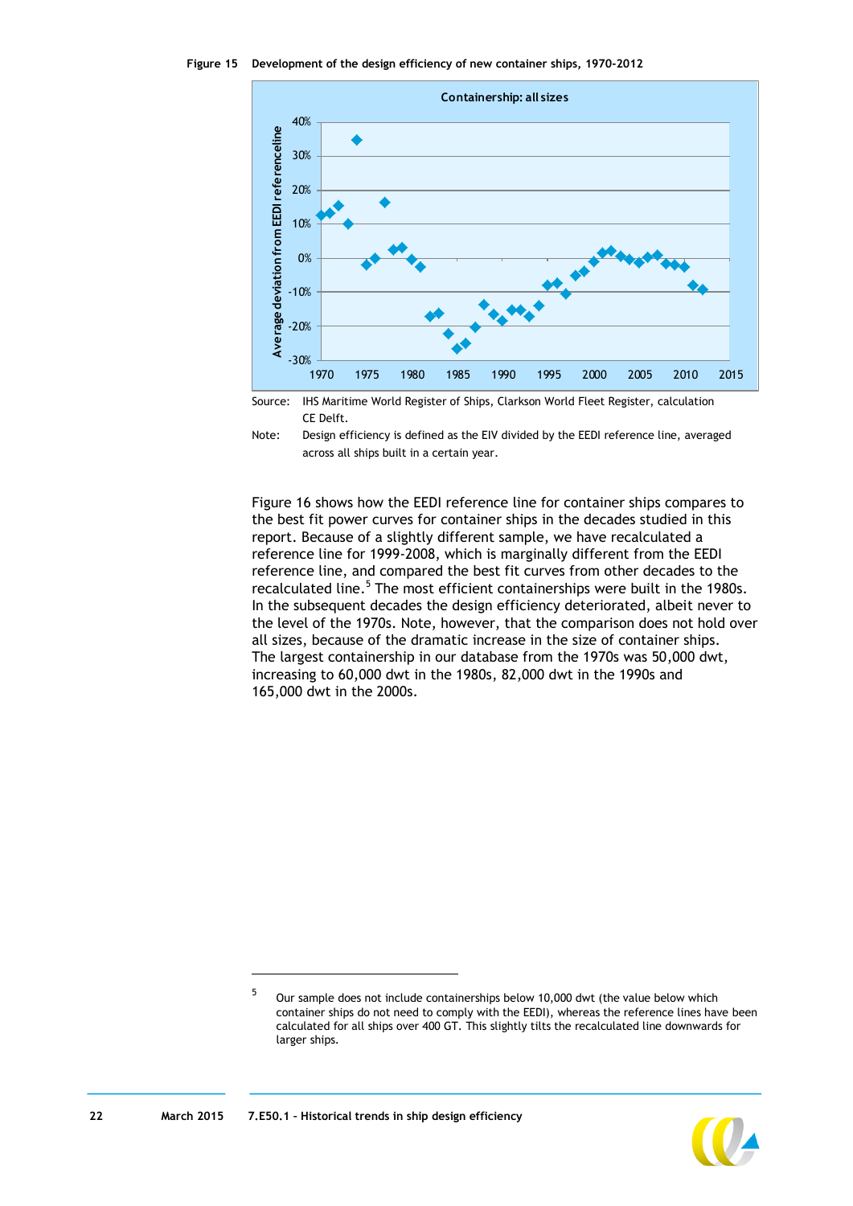**Figure 15 Development of the design efficiency of new container ships, 1970-2012**

Source: IHS Maritime World Register of Ships, Clarkson World Fleet Register, calculation CE Delft.

Note: Design efficiency is defined as the EIV divided by the EEDI reference line, averaged across all ships built in a certain year.

Figure 16 shows how the EEDI reference line for container ships compares to the best fit power curves for container ships in the decades studied in this report. Because of a slightly different sample, we have recalculated a reference line for 1999-2008, which is marginally different from the EEDI reference line, and compared the best fit curves from other decades to the recalculated line.[5] The most efficient containerships were built in the 1980s. In the subsequent decades the design efficiency deteriorated, albeit never to the level of the 1970s. Note, however, that the comparison does not hold over all sizes, because of the dramatic increase in the size of container ships. The largest containership in our database from the 1970s was 50,000 dwt, increasing to 60,000 dwt in the 1980s, 82,000 dwt in the 1990s and 165,000 dwt in the 2000s.

[5] Our sample does not include containerships below 10,000 dwt (the value below which container ships do not need to comply with the EEDI), whereas the reference lines have been calculated for all ships over 400 GT. This slightly tilts the recalculated line downwards for larger ships.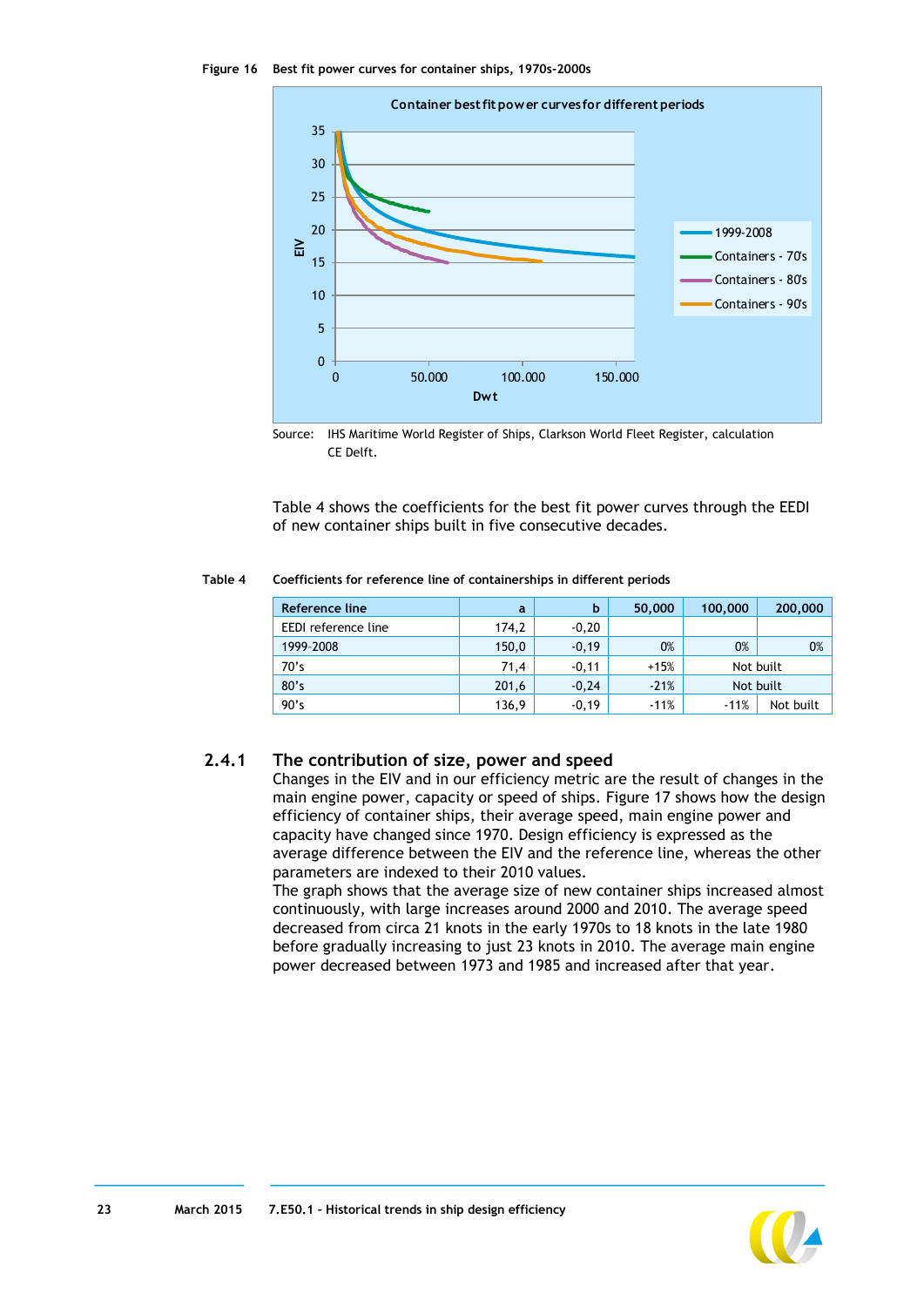Figure 16 Best fit power curves for container ships, 1970s-2000s

Source: IHS Maritime World Register of Ships, Clarkson World Fleet Register, calculation CE Delft.

Table 4 shows the coefficients for the best fit power curves through the EEDI of new container ships built in five consecutive decades.

Table 4 Coefficients for reference line of containerships in different periods

| Reference line | a | b | 50,000 | 100,000 | 200,000 |
|---|---|---|---|---|---|
| EEDI reference line | 174,2 | -0,20 | | | |
| 1999-2008 | 150,0 | -0,19 | 0% | 0% | 0% |
| 70's | 71,4 | -0,11 | +15% | Not built | |
| 80's | 201,6 | -0,24 | -21% | Not built | |
| 90's | 136,9 | -0,19 | -11% | -11% | Not built |

## 2.4.1 The contribution of size, power and speed

Changes in the EIV and in our efficiency metric are the result of changes in the main engine power, capacity or speed of ships. Figure 17 shows how the design efficiency of container ships, their average speed, main engine power and capacity have changed since 1970. Design efficiency is expressed as the average difference between the EIV and the reference line, whereas the other parameters are indexed to their 2010 values.
The graph shows that the average size of new container ships increased almost continuously, with large increases around 2000 and 2010. The average speed decreased from circa 21 knots in the early 1970s to 18 knots in the late 1980 before gradually increasing to just 23 knots in 2010. The average main engine power decreased between 1973 and 1985 and increased after that year.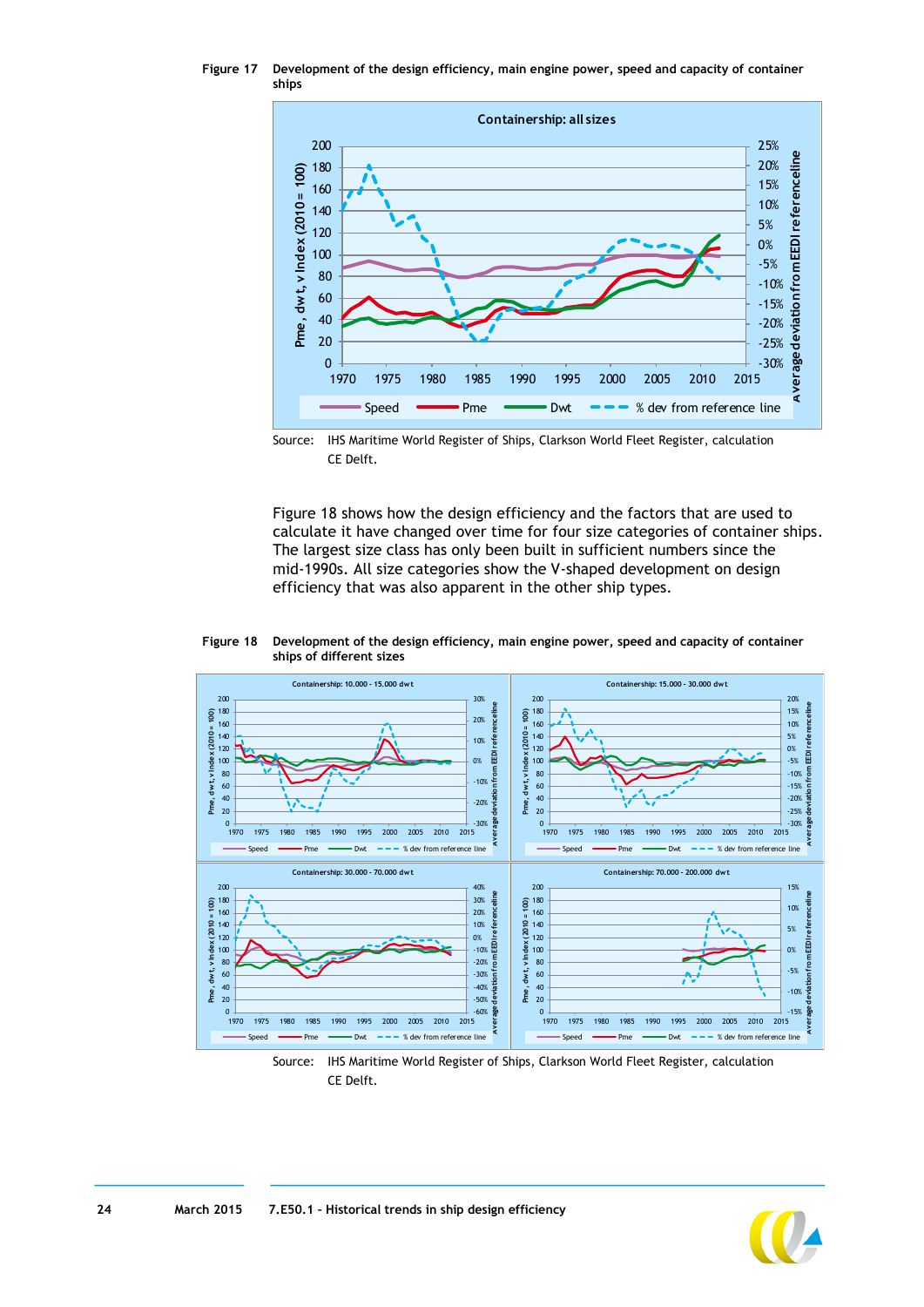Figure 17 Development of the design efficiency, main engine power, speed and capacity of container ships

Source: IHS Maritime World Register of Ships, Clarkson World Fleet Register, calculation CE Delft.

Figure 18 shows how the design efficiency and the factors that are used to calculate it have changed over time for four size categories of container ships. The largest size class has only been built in sufficient numbers since the mid-1990s. All size categories show the V-shaped development on design efficiency that was also apparent in the other ship types.

Figure 18 Development of the design efficiency, main engine power, speed and capacity of container ships of different sizes

Source: IHS Maritime World Register of Ships, Clarkson World Fleet Register, calculation CE Delft.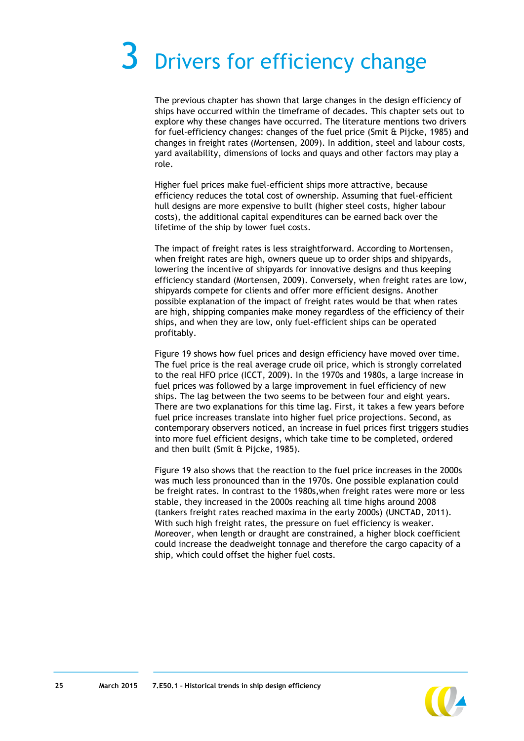# 3 Drivers for efficiency change

The previous chapter has shown that large changes in the design efficiency of ships have occurred within the timeframe of decades. This chapter sets out to explore why these changes have occurred. The literature mentions two drivers for fuel-efficiency changes: changes of the fuel price (Smit & Pijcke, 1985) and changes in freight rates (Mortensen, 2009). In addition, steel and labour costs, yard availability, dimensions of locks and quays and other factors may play a role.

Higher fuel prices make fuel-efficient ships more attractive, because efficiency reduces the total cost of ownership. Assuming that fuel-efficient hull designs are more expensive to built (higher steel costs, higher labour costs), the additional capital expenditures can be earned back over the lifetime of the ship by lower fuel costs.

The impact of freight rates is less straightforward. According to Mortensen, when freight rates are high, owners queue up to order ships and shipyards, lowering the incentive of shipyards for innovative designs and thus keeping efficiency standard (Mortensen, 2009). Conversely, when freight rates are low, shipyards compete for clients and offer more efficient designs. Another possible explanation of the impact of freight rates would be that when rates are high, shipping companies make money regardless of the efficiency of their ships, and when they are low, only fuel-efficient ships can be operated profitably.

Figure 19 shows how fuel prices and design efficiency have moved over time. The fuel price is the real average crude oil price, which is strongly correlated to the real HFO price (ICCT, 2009). In the 1970s and 1980s, a large increase in fuel prices was followed by a large improvement in fuel efficiency of new ships. The lag between the two seems to be between four and eight years. There are two explanations for this time lag. First, it takes a few years before fuel price increases translate into higher fuel price projections. Second, as contemporary observers noticed, an increase in fuel prices first triggers studies into more fuel efficient designs, which take time to be completed, ordered and then built (Smit & Pijcke, 1985).

Figure 19 also shows that the reaction to the fuel price increases in the 2000s was much less pronounced than in the 1970s. One possible explanation could be freight rates. In contrast to the 1980s,when freight rates were more or less stable, they increased in the 2000s reaching all time highs around 2008 (tankers freight rates reached maxima in the early 2000s) (UNCTAD, 2011). With such high freight rates, the pressure on fuel efficiency is weaker. Moreover, when length or draught are constrained, a higher block coefficient could increase the deadweight tonnage and therefore the cargo capacity of a ship, which could offset the higher fuel costs.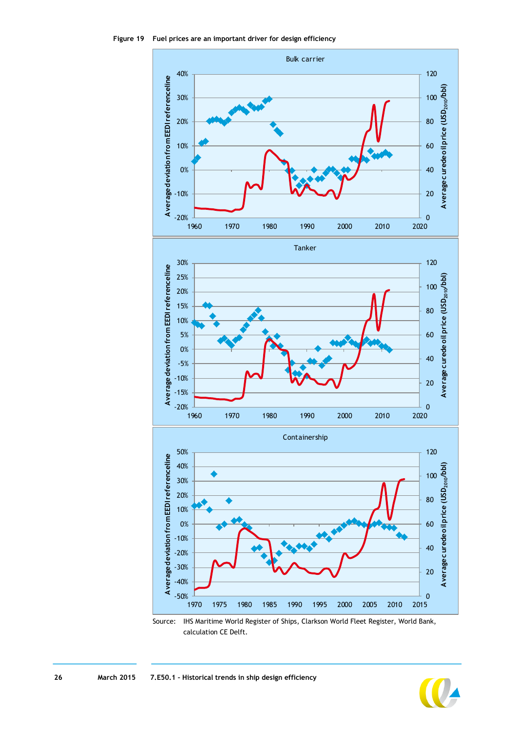Figure 19 Fuel prices are an important driver for design efficiency

Source: IHS Maritime World Register of Ships, Clarkson World Fleet Register, World Bank, calculation CE Delft.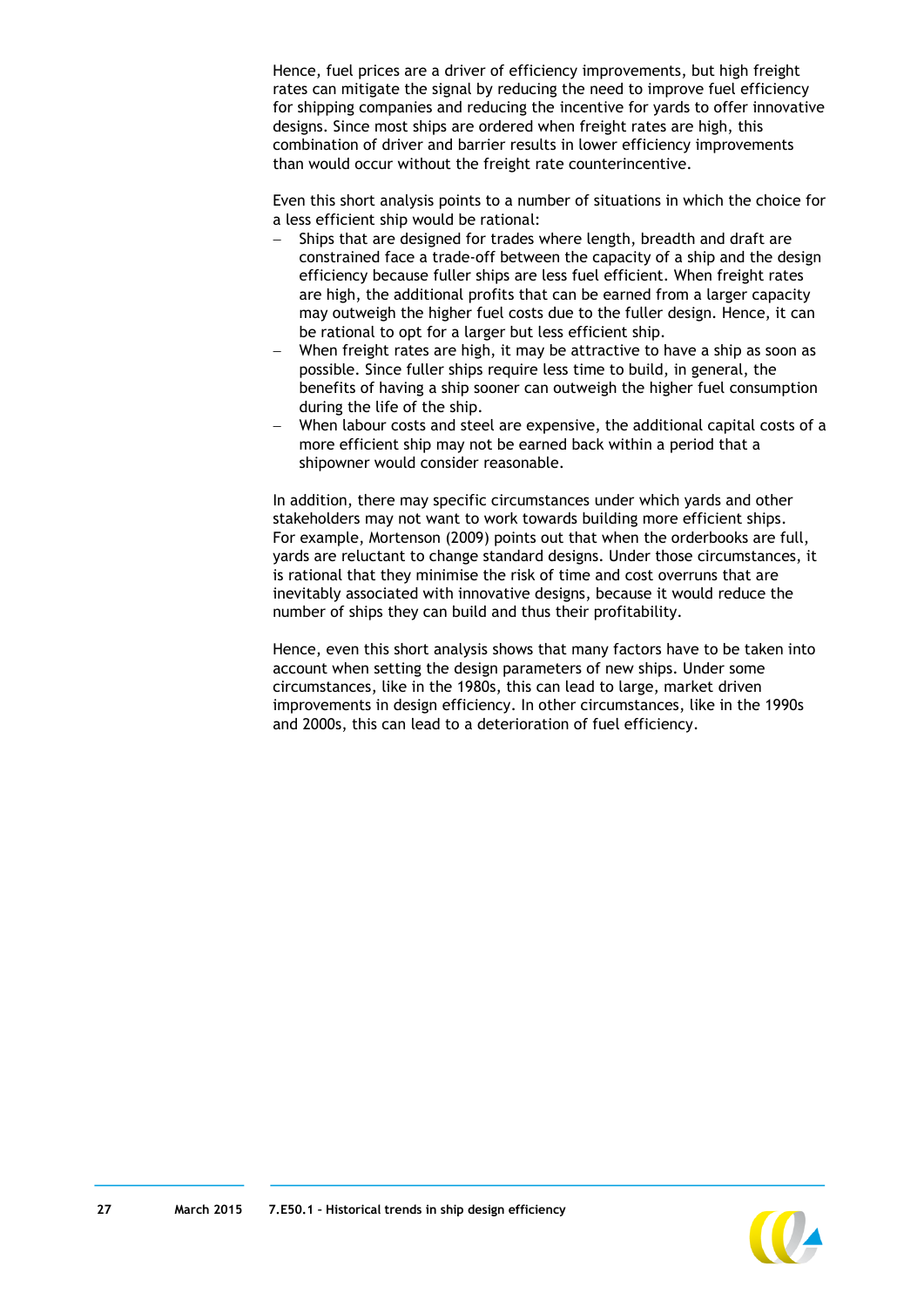Hence, fuel prices are a driver of efficiency improvements, but high freight rates can mitigate the signal by reducing the need to improve fuel efficiency for shipping companies and reducing the incentive for yards to offer innovative designs. Since most ships are ordered when freight rates are high, this combination of driver and barrier results in lower efficiency improvements than would occur without the freight rate counterincentive.

Even this short analysis points to a number of situations in which the choice for a less efficient ship would be rational:

- Ships that are designed for trades where length, breadth and draft are constrained face a trade-off between the capacity of a ship and the design efficiency because fuller ships are less fuel efficient. When freight rates are high, the additional profits that can be earned from a larger capacity may outweigh the higher fuel costs due to the fuller design. Hence, it can be rational to opt for a larger but less efficient ship.
- When freight rates are high, it may be attractive to have a ship as soon as possible. Since fuller ships require less time to build, in general, the benefits of having a ship sooner can outweigh the higher fuel consumption during the life of the ship.
- When labour costs and steel are expensive, the additional capital costs of a more efficient ship may not be earned back within a period that a shipowner would consider reasonable.

In addition, there may specific circumstances under which yards and other stakeholders may not want to work towards building more efficient ships. For example, Mortenson (2009) points out that when the orderbooks are full, yards are reluctant to change standard designs. Under those circumstances, it is rational that they minimise the risk of time and cost overruns that are inevitably associated with innovative designs, because it would reduce the number of ships they can build and thus their profitability.

Hence, even this short analysis shows that many factors have to be taken into account when setting the design parameters of new ships. Under some circumstances, like in the 1980s, this can lead to large, market driven improvements in design efficiency. In other circumstances, like in the 1990s and 2000s, this can lead to a deterioration of fuel efficiency.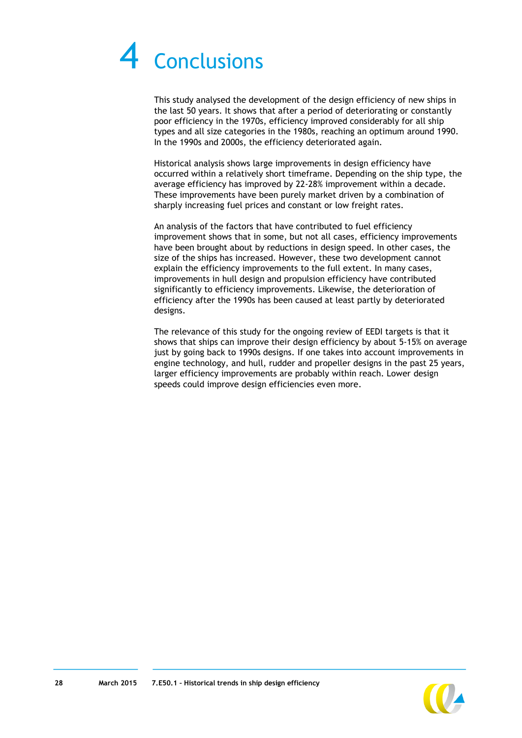# 4 Conclusions

This study analysed the development of the design efficiency of new ships in the last 50 years. It shows that after a period of deteriorating or constantly poor efficiency in the 1970s, efficiency improved considerably for all ship types and all size categories in the 1980s, reaching an optimum around 1990. In the 1990s and 2000s, the efficiency deteriorated again.

Historical analysis shows large improvements in design efficiency have occurred within a relatively short timeframe. Depending on the ship type, the average efficiency has improved by 22-28% improvement within a decade. These improvements have been purely market driven by a combination of sharply increasing fuel prices and constant or low freight rates.

An analysis of the factors that have contributed to fuel efficiency improvement shows that in some, but not all cases, efficiency improvements have been brought about by reductions in design speed. In other cases, the size of the ships has increased. However, these two development cannot explain the efficiency improvements to the full extent. In many cases, improvements in hull design and propulsion efficiency have contributed significantly to efficiency improvements. Likewise, the deterioration of efficiency after the 1990s has been caused at least partly by deteriorated designs.

The relevance of this study for the ongoing review of EEDI targets is that it shows that ships can improve their design efficiency by about 5-15% on average just by going back to 1990s designs. If one takes into account improvements in engine technology, and hull, rudder and propeller designs in the past 25 years, larger efficiency improvements are probably within reach. Lower design speeds could improve design efficiencies even more.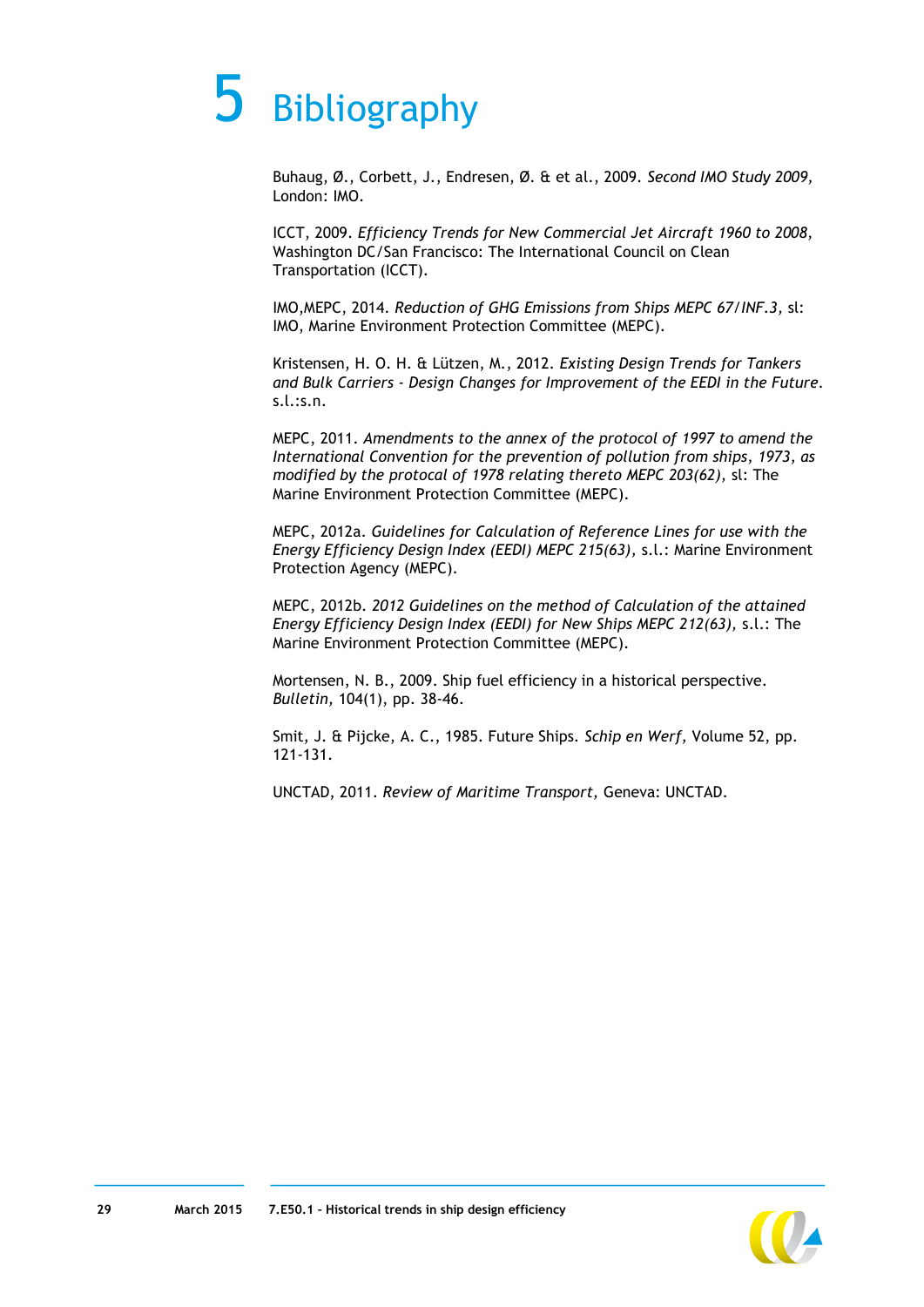# 5 Bibliography

Buhaug, Ø., Corbett, J., Endresen, Ø. & et al., 2009. *Second IMO Study 2009,* London: IMO.

ICCT, 2009. *Efficiency Trends for New Commercial Jet Aircraft 1960 to 2008,* Washington DC/San Francisco: The International Council on Clean Transportation (ICCT).

IMO,MEPC, 2014. *Reduction of GHG Emissions from Ships MEPC 67/INF.3,* sl: IMO, Marine Environment Protection Committee (MEPC).

Kristensen, H. O. H. & Lützen, M., 2012. *Existing Design Trends for Tankers and Bulk Carriers - Design Changes for Improvement of the EEDI in the Future.* s.l.:s.n.

MEPC, 2011. *Amendments to the annex of the protocol of 1997 to amend the International Convention for the prevention of pollution from ships, 1973, as modified by the protocal of 1978 relating thereto MEPC 203(62),* sl: The Marine Environment Protection Committee (MEPC).

MEPC, 2012a. *Guidelines for Calculation of Reference Lines for use with the Energy Efficiency Design Index (EEDI) MEPC 215(63),* s.l.: Marine Environment Protection Agency (MEPC).

MEPC, 2012b. *2012 Guidelines on the method of Calculation of the attained Energy Efficiency Design Index (EEDI) for New Ships MEPC 212(63),* s.l.: The Marine Environment Protection Committee (MEPC).

Mortensen, N. B., 2009. Ship fuel efficiency in a historical perspective. *Bulletin,* 104(1), pp. 38-46.

Smit, J. & Pijcke, A. C., 1985. Future Ships. *Schip en Werf,* Volume 52, pp. 121-131.

UNCTAD, 2011. *Review of Maritime Transport,* Geneva: UNCTAD.